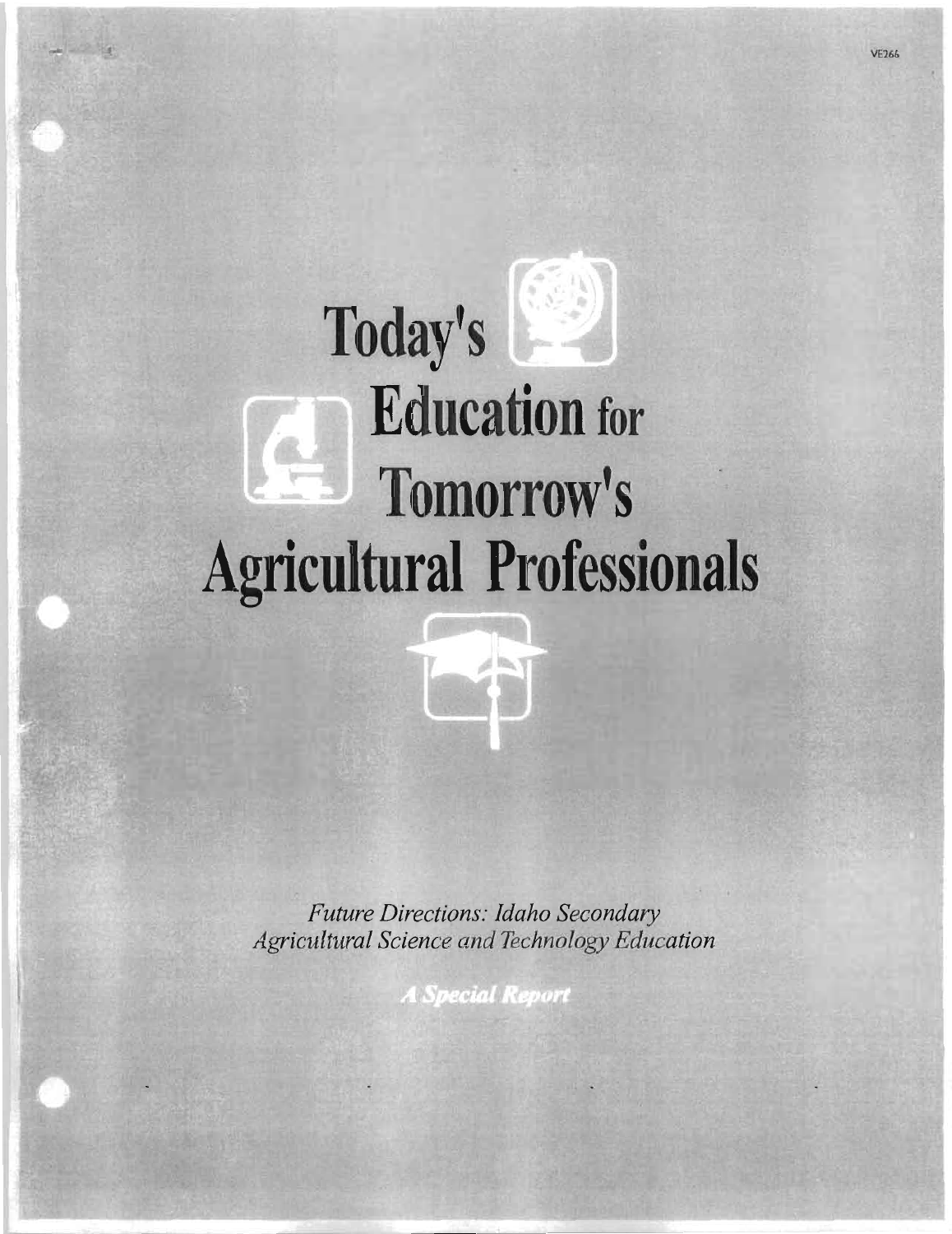# Today's Education for Tomorrow's Agricultural Professionals

*Future Directions: Idaho Secondary Agricultural Science and Technology Education*

***A Special Report***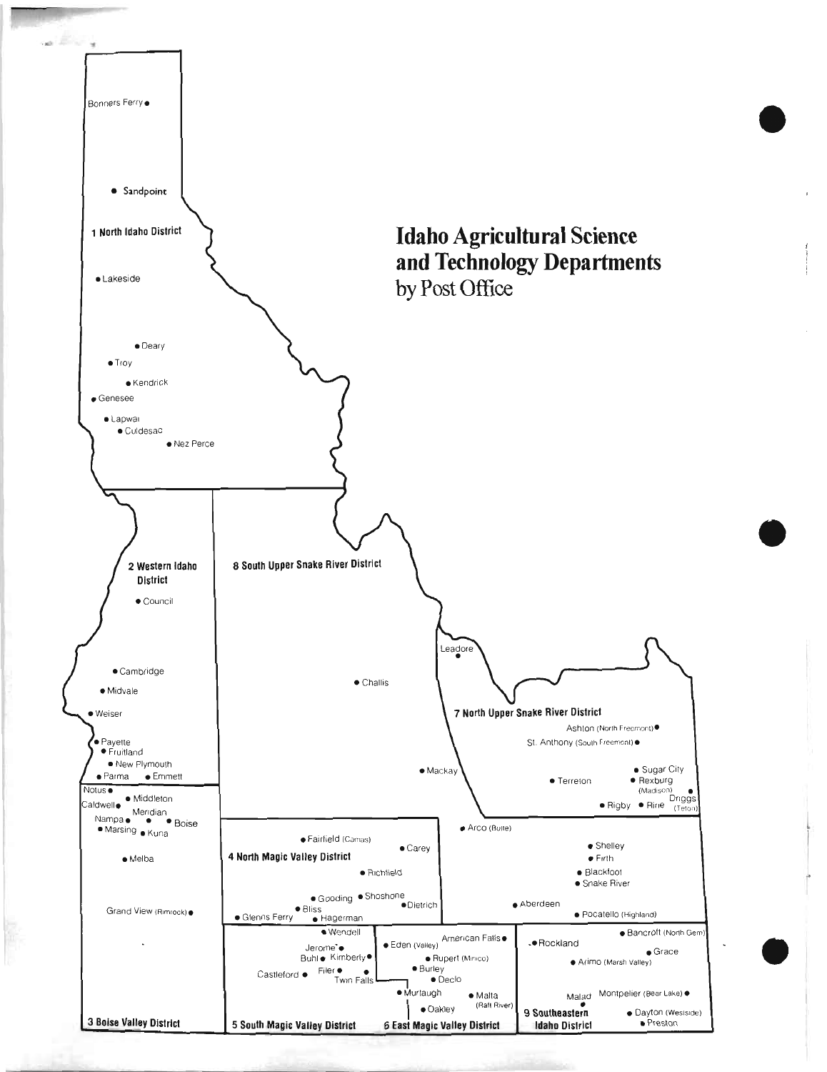# Idaho Agricultural Science and Technology Departments by Post Office

**1 North Idaho District**
- Bonners Ferry
- Sandpoint
- Lakeside
- Deary
- Troy
- Kendrick
- Genesee
- Lapwai
- Culdesac
- Nez Perce

**2 Western Idaho District**
- Council
- Cambridge
- Midvale
- Weiser
- Payette
- Fruitland
- New Plymouth
- Parma
- Emmett

**3 Boise Valley District**
- Notus
- Caldwell
- Middleton
- Meridian
- Nampa
- Boise
- Marsing
- Kuna
- Melba
- Grand View (Rimrock)

**4 North Magic Valley District**
- Fairfield (Camas)
- Carey
- Richfield
- Gooding
- Shoshone
- Dietrich
- Bliss
- Glenns Ferry
- Hagerman

**5 South Magic Valley District**
- Wendell
- Jerome
- Buhl
- Kimberly
- Castleford
- Filer
- Twin Falls

**6 East Magic Valley District**
- Eden (Valley)
- American Falls
- Rupert (Minico)
- Burley
- Declo
- Murtaugh
- Malta (Raft River)
- Oakley

**7 North Upper Snake River District**
- Ashton (North Fremont)
- St. Anthony (South Fremont)
- Sugar City
- Terreton
- Rexburg (Madison)
- Driggs (Teton)
- Rigby
- Ririe

**8 South Upper Snake River District**
- Challis
- Leadore
- Mackay
- Arco (Butte)
- Shelley
- Firth
- Blackfoot
- Snake River
- Aberdeen
- Pocatello (Highland)

**9 Southeastern Idaho District**
- Rockland
- Bancroft (North Gem)
- Grace
- Arimo (Marsh Valley)
- Malad
- Montpelier (Bear Lake)
- Dayton (Westside)
- Preston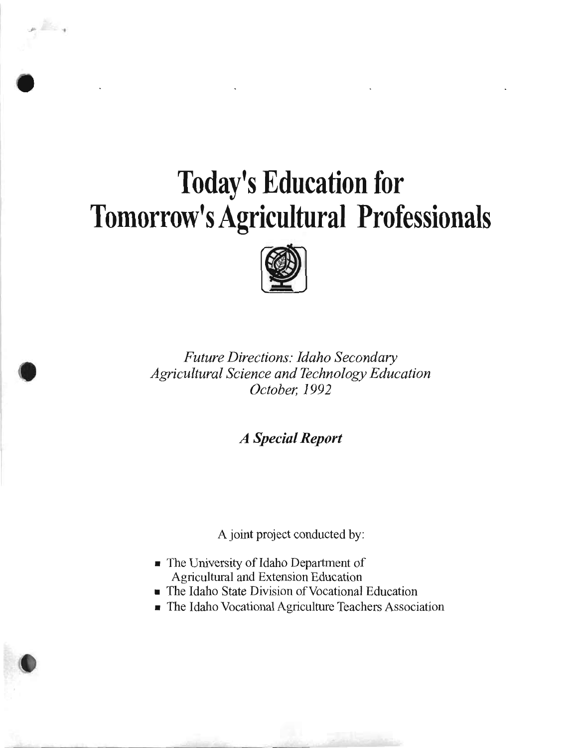# Today's Education for Tomorrow's Agricultural Professionals

*Future Directions: Idaho Secondary Agricultural Science and Technology Education*
*October, 1992*

***A Special Report***

A joint project conducted by:

- The University of Idaho Department of Agricultural and Extension Education
- The Idaho State Division of Vocational Education
- The Idaho Vocational Agriculture Teachers Association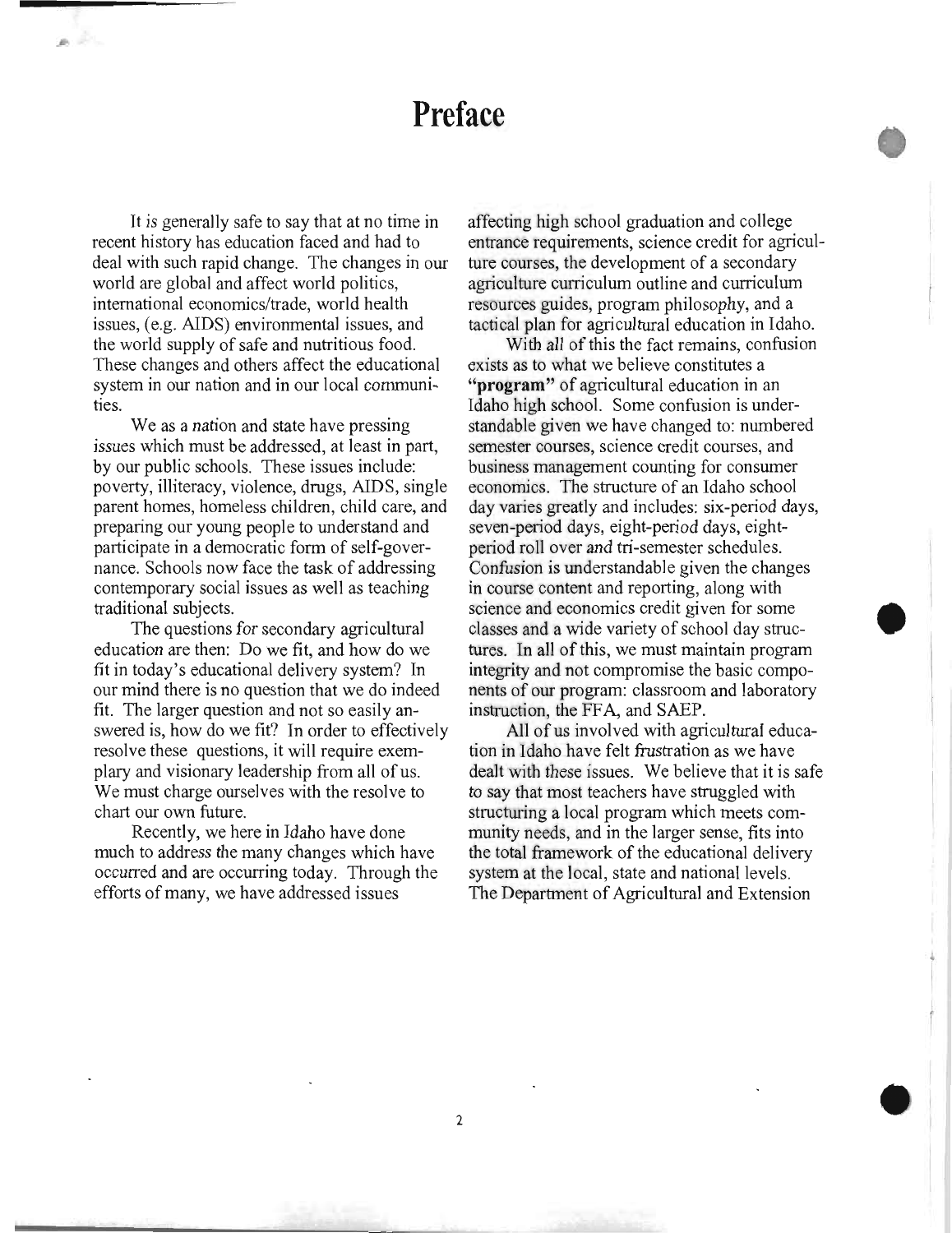# Preface

It is generally safe to say that at no time in recent history has education faced and had to deal with such rapid change. The changes in our world are global and affect world politics, international economics/trade, world health issues, (e.g. AIDS) environmental issues, and the world supply of safe and nutritious food. These changes and others affect the educational system in our nation and in our local communities.

We as a nation and state have pressing issues which must be addressed, at least in part, by our public schools. These issues include: poverty, illiteracy, violence, drugs, AIDS, single parent homes, homeless children, child care, and preparing our young people to understand and participate in a democratic form of self-governance. Schools now face the task of addressing contemporary social issues as well as teaching traditional subjects.

The questions for secondary agricultural education are then: Do we fit, and how do we fit in today's educational delivery system? In our mind there is no question that we do indeed fit. The larger question and not so easily answered is, how do we fit? In order to effectively resolve these questions, it will require exemplary and visionary leadership from all of us. We must charge ourselves with the resolve to chart our own future.

Recently, we here in Idaho have done much to address the many changes which have occurred and are occurring today. Through the efforts of many, we have addressed issues affecting high school graduation and college entrance requirements, science credit for agriculture courses, the development of a secondary agriculture curriculum outline and curriculum resources guides, program philosophy, and a tactical plan for agricultural education in Idaho.

With all of this the fact remains, confusion exists as to what we believe constitutes a **"program"** of agricultural education in an Idaho high school. Some confusion is understandable given we have changed to: numbered semester courses, science credit courses, and business management counting for consumer economics. The structure of an Idaho school day varies greatly and includes: six-period days, seven-period days, eight-period days, eight-period roll over and tri-semester schedules. Confusion is understandable given the changes in course content and reporting, along with science and economics credit given for some classes and a wide variety of school day structures. In all of this, we must maintain program integrity and not compromise the basic components of our program: classroom and laboratory instruction, the FFA, and SAEP.

All of us involved with agricultural education in Idaho have felt frustration as we have dealt with these issues. We believe that it is safe to say that most teachers have struggled with structuring a local program which meets community needs, and in the larger sense, fits into the total framework of the educational delivery system at the local, state and national levels. The Department of Agricultural and Extension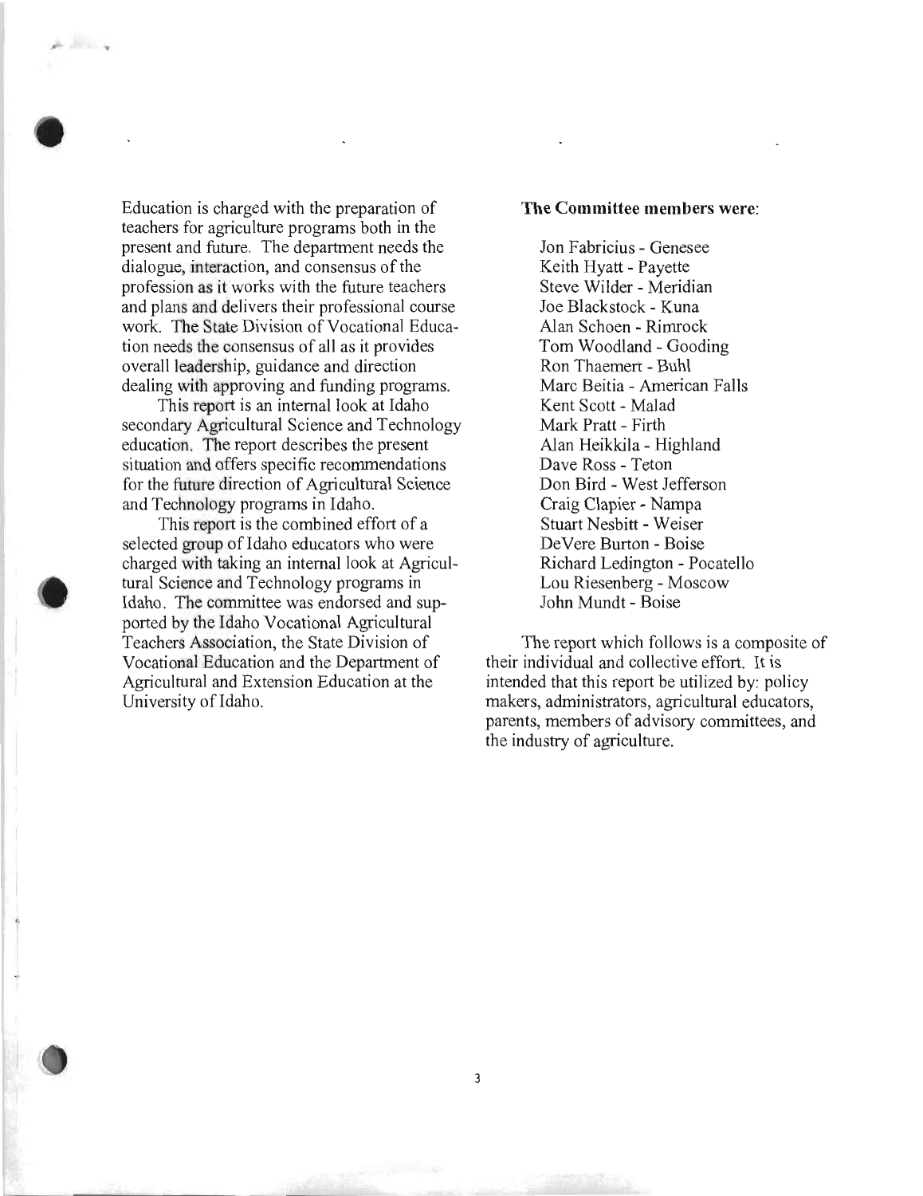Education is charged with the preparation of teachers for agriculture programs both in the present and future. The department needs the dialogue, interaction, and consensus of the profession as it works with the future teachers and plans and delivers their professional course work. The State Division of Vocational Education needs the consensus of all as it provides overall leadership, guidance and direction dealing with approving and funding programs.

This report is an internal look at Idaho secondary Agricultural Science and Technology education. The report describes the present situation and offers specific recommendations for the future direction of Agricultural Science and Technology programs in Idaho.

This report is the combined effort of a selected group of Idaho educators who were charged with taking an internal look at Agricultural Science and Technology programs in Idaho. The committee was endorsed and supported by the Idaho Vocational Agricultural Teachers Association, the State Division of Vocational Education and the Department of Agricultural and Extension Education at the University of Idaho.

**The Committee members were:**

Jon Fabricius - Genesee
Keith Hyatt - Payette
Steve Wilder - Meridian
Joe Blackstock - Kuna
Alan Schoen - Rimrock
Tom Woodland - Gooding
Ron Thaemert - Buhl
Marc Beitia - American Falls
Kent Scott - Malad
Mark Pratt - Firth
Alan Heikkila - Highland
Dave Ross - Teton
Don Bird - West Jefferson
Craig Clapier - Nampa
Stuart Nesbitt - Weiser
DeVere Burton - Boise
Richard Ledington - Pocatello
Lou Riesenberg - Moscow
John Mundt - Boise

The report which follows is a composite of their individual and collective effort. It is intended that this report be utilized by: policy makers, administrators, agricultural educators, parents, members of advisory committees, and the industry of agriculture.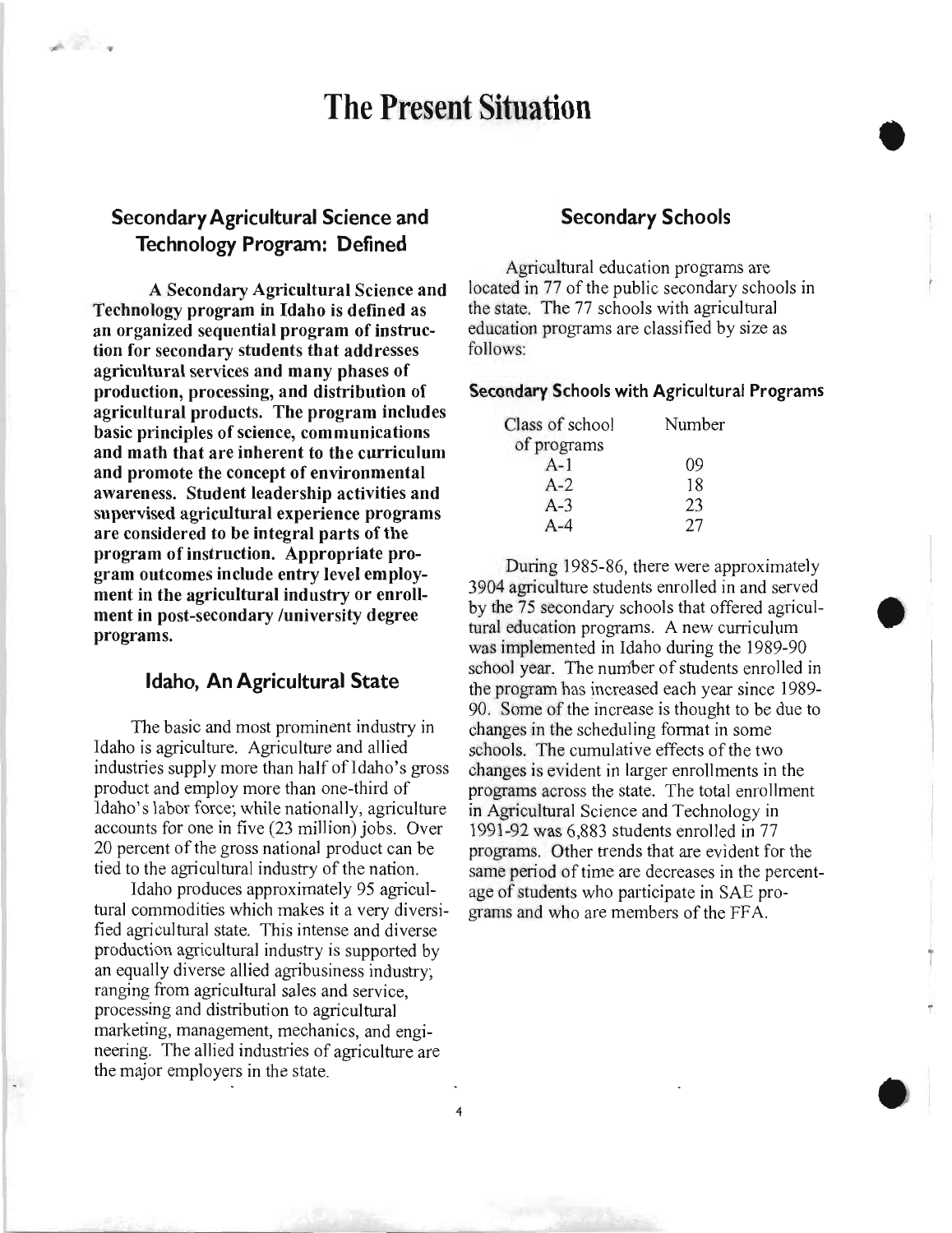# The Present Situation

## Secondary Agricultural Science and Technology Program: Defined

**A Secondary Agricultural Science and Technology program in Idaho is defined as an organized sequential program of instruction for secondary students that addresses agricultural services and many phases of production, processing, and distribution of agricultural products. The program includes basic principles of science, communications and math that are inherent to the curriculum and promote the concept of environmental awareness. Student leadership activities and supervised agricultural experience programs are considered to be integral parts of the program of instruction. Appropriate program outcomes include entry level employment in the agricultural industry or enrollment in post-secondary /university degree programs.**

## Idaho, An Agricultural State

The basic and most prominent industry in Idaho is agriculture. Agriculture and allied industries supply more than half of Idaho's gross product and employ more than one-third of Idaho's labor force; while nationally, agriculture accounts for one in five (23 million) jobs. Over 20 percent of the gross national product can be tied to the agricultural industry of the nation.

Idaho produces approximately 95 agricultural commodities which makes it a very diversified agricultural state. This intense and diverse production agricultural industry is supported by an equally diverse allied agribusiness industry; ranging from agricultural sales and service, processing and distribution to agricultural marketing, management, mechanics, and engineering. The allied industries of agriculture are the major employers in the state.

## Secondary Schools

Agricultural education programs are located in 77 of the public secondary schools in the state. The 77 schools with agricultural education programs are classified by size as follows:

**Secondary Schools with Agricultural Programs**

| Class of school of programs | Number |
|---|---|
| A-1 | 09 |
| A-2 | 18 |
| A-3 | 23 |
| A-4 | 27 |

During 1985-86, there were approximately 3904 agriculture students enrolled in and served by the 75 secondary schools that offered agricultural education programs. A new curriculum was implemented in Idaho during the 1989-90 school year. The number of students enrolled in the program has increased each year since 1989-90. Some of the increase is thought to be due to changes in the scheduling format in some schools. The cumulative effects of the two changes is evident in larger enrollments in the programs across the state. The total enrollment in Agricultural Science and Technology in 1991-92 was 6,883 students enrolled in 77 programs. Other trends that are evident for the same period of time are decreases in the percentage of students who participate in SAE programs and who are members of the FFA.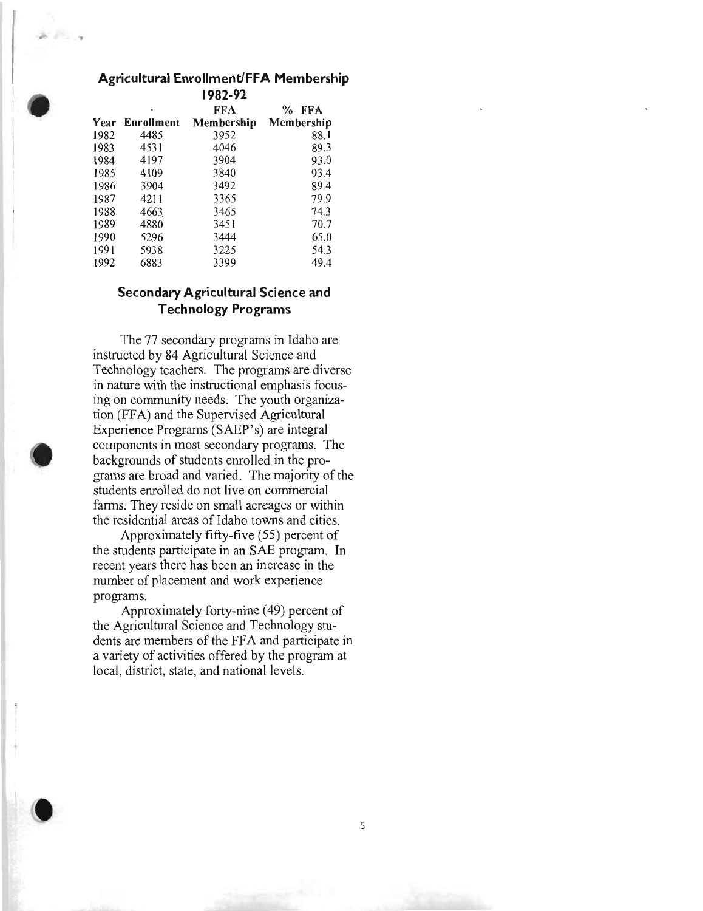## Agricultural Enrollment/FFA Membership 1982-92

| Year | Enrollment | FFA Membership | % FFA Membership |
|---|---|---|---|
| 1982 | 4485 | 3952 | 88.1 |
| 1983 | 4531 | 4046 | 89.3 |
| 1984 | 4197 | 3904 | 93.0 |
| 1985 | 4109 | 3840 | 93.4 |
| 1986 | 3904 | 3492 | 89.4 |
| 1987 | 4211 | 3365 | 79.9 |
| 1988 | 4663 | 3465 | 74.3 |
| 1989 | 4880 | 3451 | 70.7 |
| 1990 | 5296 | 3444 | 65.0 |
| 1991 | 5938 | 3225 | 54.3 |
| 1992 | 6883 | 3399 | 49.4 |

## Secondary Agricultural Science and Technology Programs

The 77 secondary programs in Idaho are instructed by 84 Agricultural Science and Technology teachers. The programs are diverse in nature with the instructional emphasis focusing on community needs. The youth organization (FFA) and the Supervised Agricultural Experience Programs (SAEP's) are integral components in most secondary programs. The backgrounds of students enrolled in the programs are broad and varied. The majority of the students enrolled do not live on commercial farms. They reside on small acreages or within the residential areas of Idaho towns and cities.

Approximately fifty-five (55) percent of the students participate in an SAE program. In recent years there has been an increase in the number of placement and work experience programs.

Approximately forty-nine (49) percent of the Agricultural Science and Technology students are members of the FFA and participate in a variety of activities offered by the program at local, district, state, and national levels.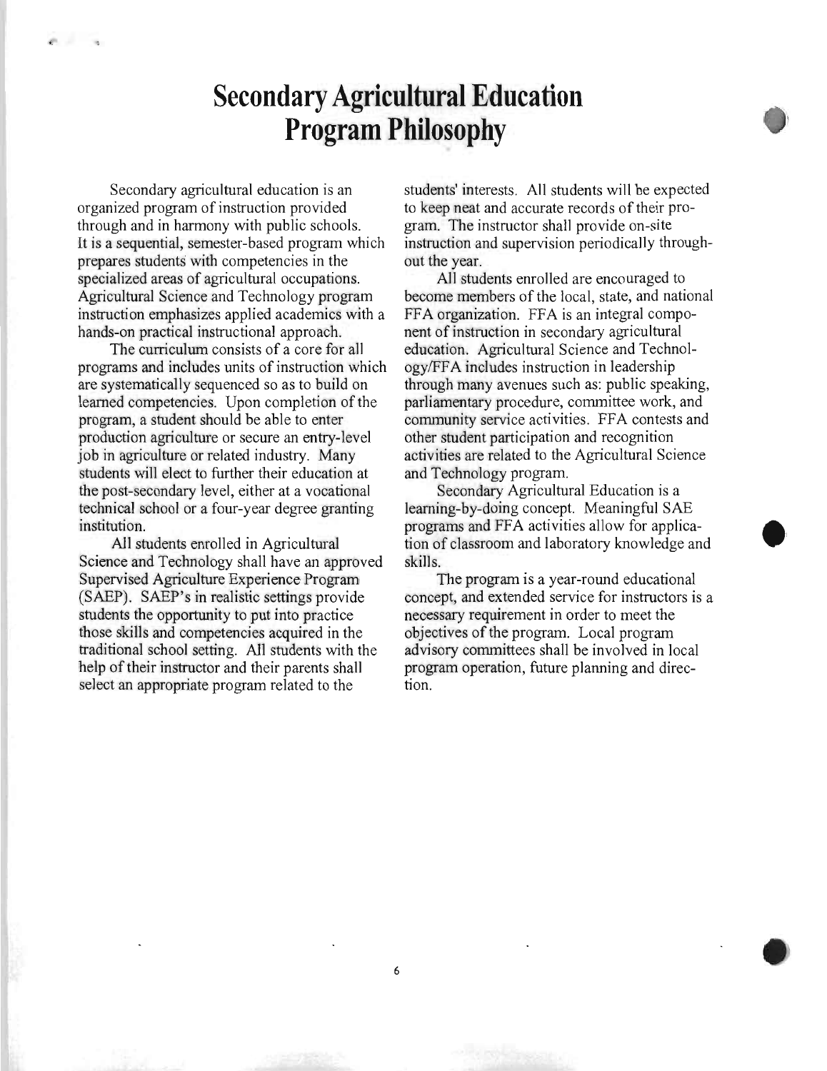# Secondary Agricultural Education Program Philosophy

Secondary agricultural education is an organized program of instruction provided through and in harmony with public schools. It is a sequential, semester-based program which prepares students with competencies in the specialized areas of agricultural occupations. Agricultural Science and Technology program instruction emphasizes applied academics with a hands-on practical instructional approach.

The curriculum consists of a core for all programs and includes units of instruction which are systematically sequenced so as to build on learned competencies. Upon completion of the program, a student should be able to enter production agriculture or secure an entry-level job in agriculture or related industry. Many students will elect to further their education at the post-secondary level, either at a vocational technical school or a four-year degree granting institution.

All students enrolled in Agricultural Science and Technology shall have an approved Supervised Agriculture Experience Program (SAEP). SAEP's in realistic settings provide students the opportunity to put into practice those skills and competencies acquired in the traditional school setting. All students with the help of their instructor and their parents shall select an appropriate program related to the students' interests. All students will be expected to keep neat and accurate records of their program. The instructor shall provide on-site instruction and supervision periodically throughout the year.

All students enrolled are encouraged to become members of the local, state, and national FFA organization. FFA is an integral component of instruction in secondary agricultural education. Agricultural Science and Technology/FFA includes instruction in leadership through many avenues such as: public speaking, parliamentary procedure, committee work, and community service activities. FFA contests and other student participation and recognition activities are related to the Agricultural Science and Technology program.

Secondary Agricultural Education is a learning-by-doing concept. Meaningful SAE programs and FFA activities allow for application of classroom and laboratory knowledge and skills.

The program is a year-round educational concept, and extended service for instructors is a necessary requirement in order to meet the objectives of the program. Local program advisory committees shall be involved in local program operation, future planning and direction.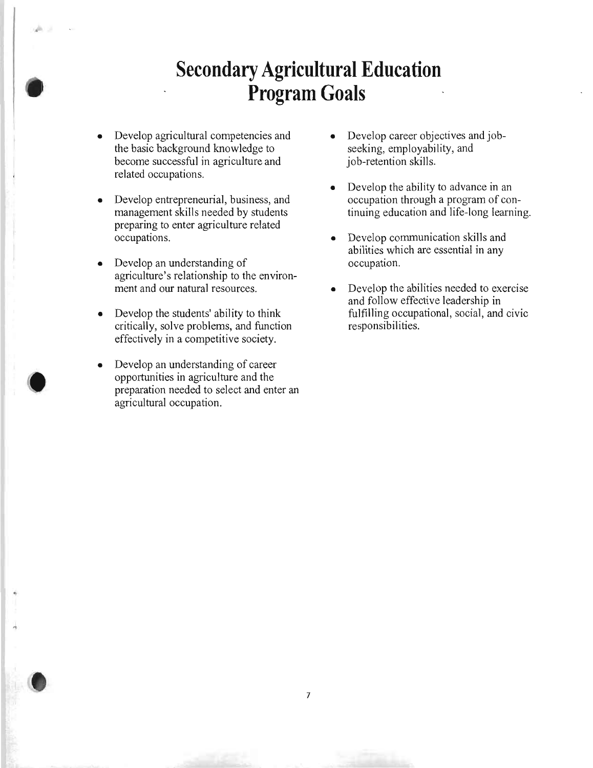# Secondary Agricultural Education Program Goals

- Develop agricultural competencies and the basic background knowledge to become successful in agriculture and related occupations.
- Develop entrepreneurial, business, and management skills needed by students preparing to enter agriculture related occupations.
- Develop an understanding of agriculture's relationship to the environment and our natural resources.
- Develop the students' ability to think critically, solve problems, and function effectively in a competitive society.
- Develop an understanding of career opportunities in agriculture and the preparation needed to select and enter an agricultural occupation.
- Develop career objectives and job-seeking, employability, and job-retention skills.
- Develop the ability to advance in an occupation through a program of continuing education and life-long learning.
- Develop communication skills and abilities which are essential in any occupation.
- Develop the abilities needed to exercise and follow effective leadership in fulfilling occupational, social, and civic responsibilities.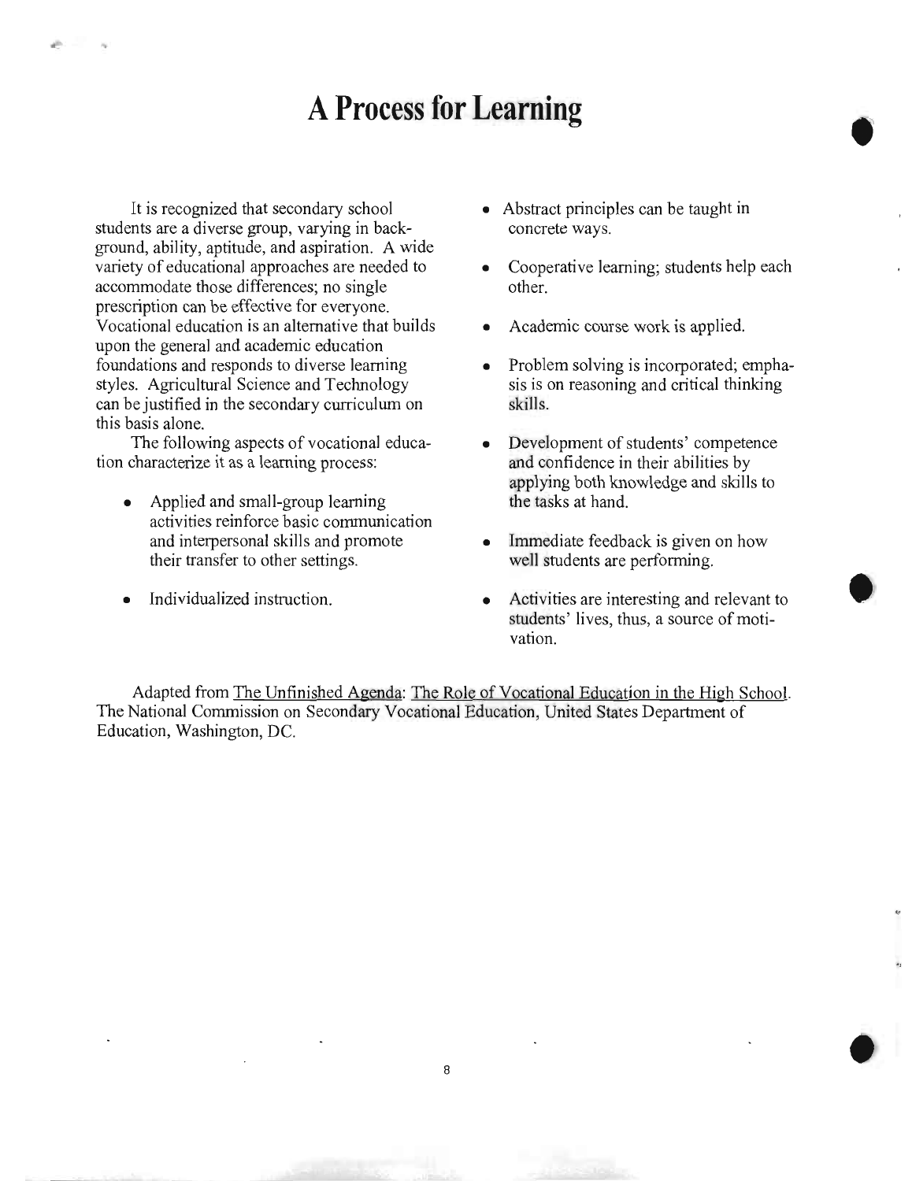# A Process for Learning

It is recognized that secondary school students are a diverse group, varying in background, ability, aptitude, and aspiration. A wide variety of educational approaches are needed to accommodate those differences; no single prescription can be effective for everyone. Vocational education is an alternative that builds upon the general and academic education foundations and responds to diverse learning styles. Agricultural Science and Technology can be justified in the secondary curriculum on this basis alone.

The following aspects of vocational education characterize it as a learning process:

- Applied and small-group learning activities reinforce basic communication and interpersonal skills and promote their transfer to other settings.
- Individualized instruction.
- Abstract principles can be taught in concrete ways.
- Cooperative learning; students help each other.
- Academic course work is applied.
- Problem solving is incorporated; emphasis is on reasoning and critical thinking skills.
- Development of students' competence and confidence in their abilities by applying both knowledge and skills to the tasks at hand.
- Immediate feedback is given on how well students are performing.
- Activities are interesting and relevant to students' lives, thus, a source of motivation.

Adapted from The Unfinished Agenda: The Role of Vocational Education in the High School. The National Commission on Secondary Vocational Education, United States Department of Education, Washington, DC.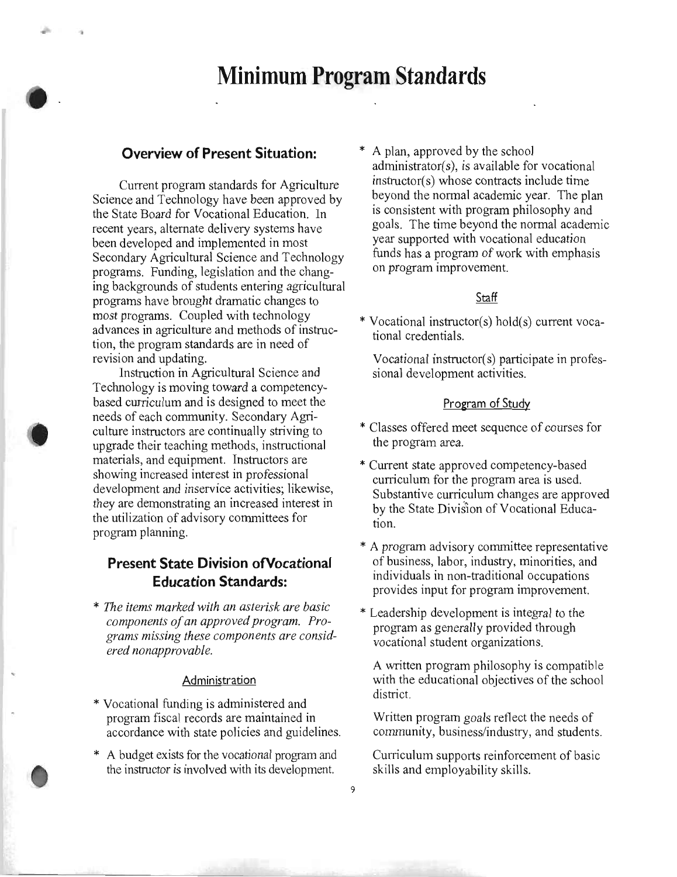# Minimum Program Standards

## Overview of Present Situation:

Current program standards for Agriculture Science and Technology have been approved by the State Board for Vocational Education. In recent years, alternate delivery systems have been developed and implemented in most Secondary Agricultural Science and Technology programs. Funding, legislation and the changing backgrounds of students entering agricultural programs have brought dramatic changes to most programs. Coupled with technology advances in agriculture and methods of instruction, the program standards are in need of revision and updating.

Instruction in Agricultural Science and Technology is moving toward a competency-based curriculum and is designed to meet the needs of each community. Secondary Agriculture instructors are continually striving to upgrade their teaching methods, instructional materials, and equipment. Instructors are showing increased interest in professional development and inservice activities; likewise, they are demonstrating an increased interest in the utilization of advisory committees for program planning.

## Present State Division ofVocational Education Standards:

*\* The items marked with an asterisk are basic components of an approved program. Programs missing these components are considered nonapprovable.*

### Administration

\* Vocational funding is administered and program fiscal records are maintained in accordance with state policies and guidelines.

\* A budget exists for the vocational program and the instructor is involved with its development.

\* A plan, approved by the school administrator(s), is available for vocational instructor(s) whose contracts include time beyond the normal academic year. The plan is consistent with program philosophy and goals. The time beyond the normal academic year supported with vocational education funds has a program of work with emphasis on program improvement.

### Staff

\* Vocational instructor(s) hold(s) current vocational credentials.

Vocational instructor(s) participate in professional development activities.

### Program of Study

\* Classes offered meet sequence of courses for the program area.

\* Current state approved competency-based curriculum for the program area is used. Substantive curriculum changes are approved by the State Division of Vocational Education.

\* A program advisory committee representative of business, labor, industry, minorities, and individuals in non-traditional occupations provides input for program improvement.

\* Leadership development is integral to the program as generally provided through vocational student organizations.

A written program philosophy is compatible with the educational objectives of the school district.

Written program goals reflect the needs of community, business/industry, and students.

Curriculum supports reinforcement of basic skills and employability skills.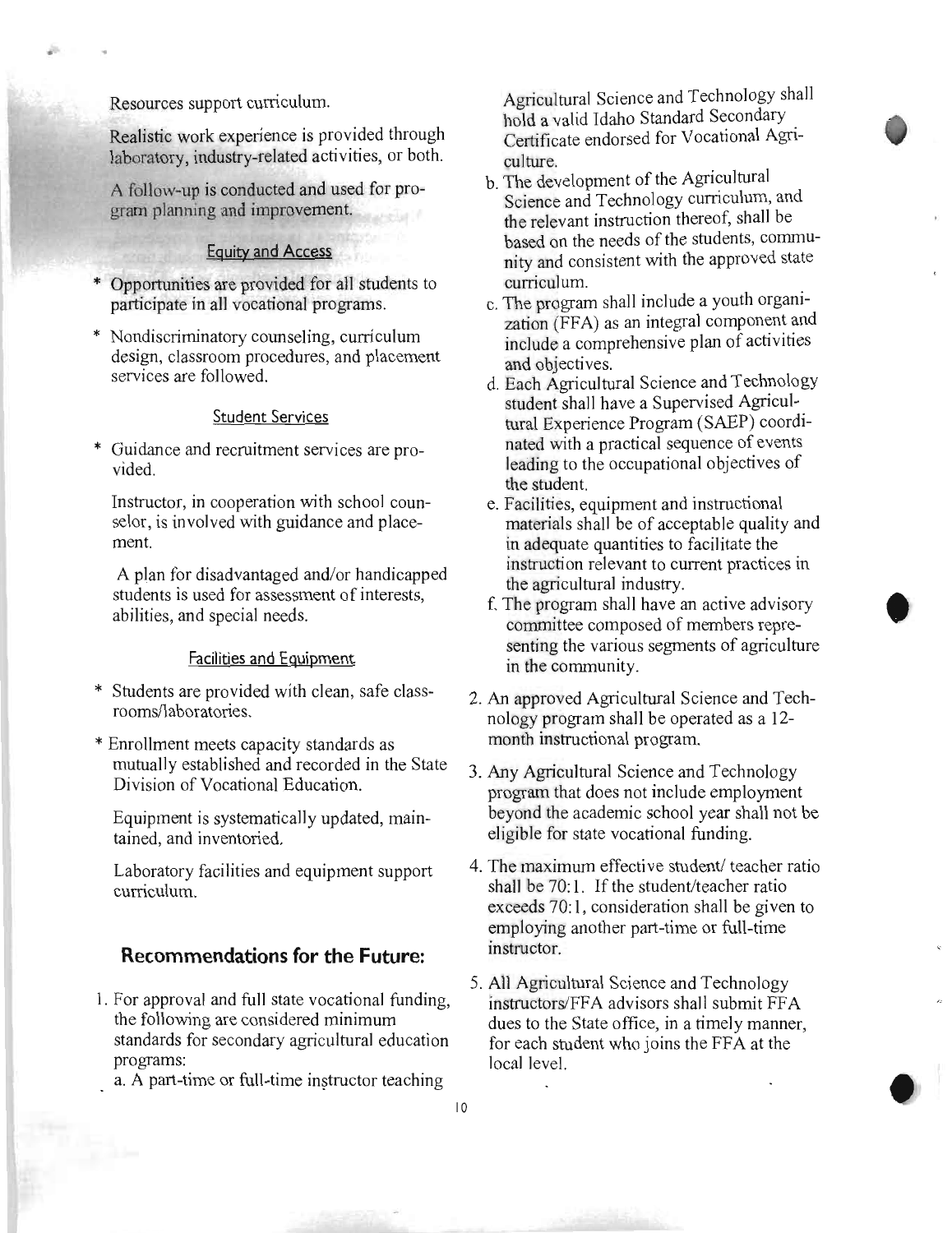Resources support curriculum.

Realistic work experience is provided through laboratory, industry-related activities, or both.

A follow-up is conducted and used for program planning and improvement.

### Equity and Access

* Opportunities are provided for all students to participate in all vocational programs.

* Nondiscriminatory counseling, curriculum design, classroom procedures, and placement services are followed.

### Student Services

* Guidance and recruitment services are provided.

Instructor, in cooperation with school counselor, is involved with guidance and placement.

A plan for disadvantaged and/or handicapped students is used for assessment of interests, abilities, and special needs.

### Facilities and Equipment

* Students are provided with clean, safe classrooms/laboratories.

* Enrollment meets capacity standards as mutually established and recorded in the State Division of Vocational Education.

Equipment is systematically updated, maintained, and inventoried.

Laboratory facilities and equipment support curriculum.

## Recommendations for the Future:

1. For approval and full state vocational funding, the following are considered minimum standards for secondary agricultural education programs:
   a. A part-time or full-time instructor teaching Agricultural Science and Technology shall hold a valid Idaho Standard Secondary Certificate endorsed for Vocational Agriculture.
   b. The development of the Agricultural Science and Technology curriculum, and the relevant instruction thereof, shall be based on the needs of the students, community and consistent with the approved state curriculum.
   c. The program shall include a youth organization (FFA) as an integral component and include a comprehensive plan of activities and objectives.
   d. Each Agricultural Science and Technology student shall have a Supervised Agricultural Experience Program (SAEP) coordinated with a practical sequence of events leading to the occupational objectives of the student.
   e. Facilities, equipment and instructional materials shall be of acceptable quality and in adequate quantities to facilitate the instruction relevant to current practices in the agricultural industry.
   f. The program shall have an active advisory committee composed of members representing the various segments of agriculture in the community.

2. An approved Agricultural Science and Technology program shall be operated as a 12-month instructional program.

3. Any Agricultural Science and Technology program that does not include employment beyond the academic school year shall not be eligible for state vocational funding.

4. The maximum effective student/ teacher ratio shall be 70:1. If the student/teacher ratio exceeds 70:1, consideration shall be given to employing another part-time or full-time instructor.

5. All Agricultural Science and Technology instructors/FFA advisors shall submit FFA dues to the State office, in a timely manner, for each student who joins the FFA at the local level.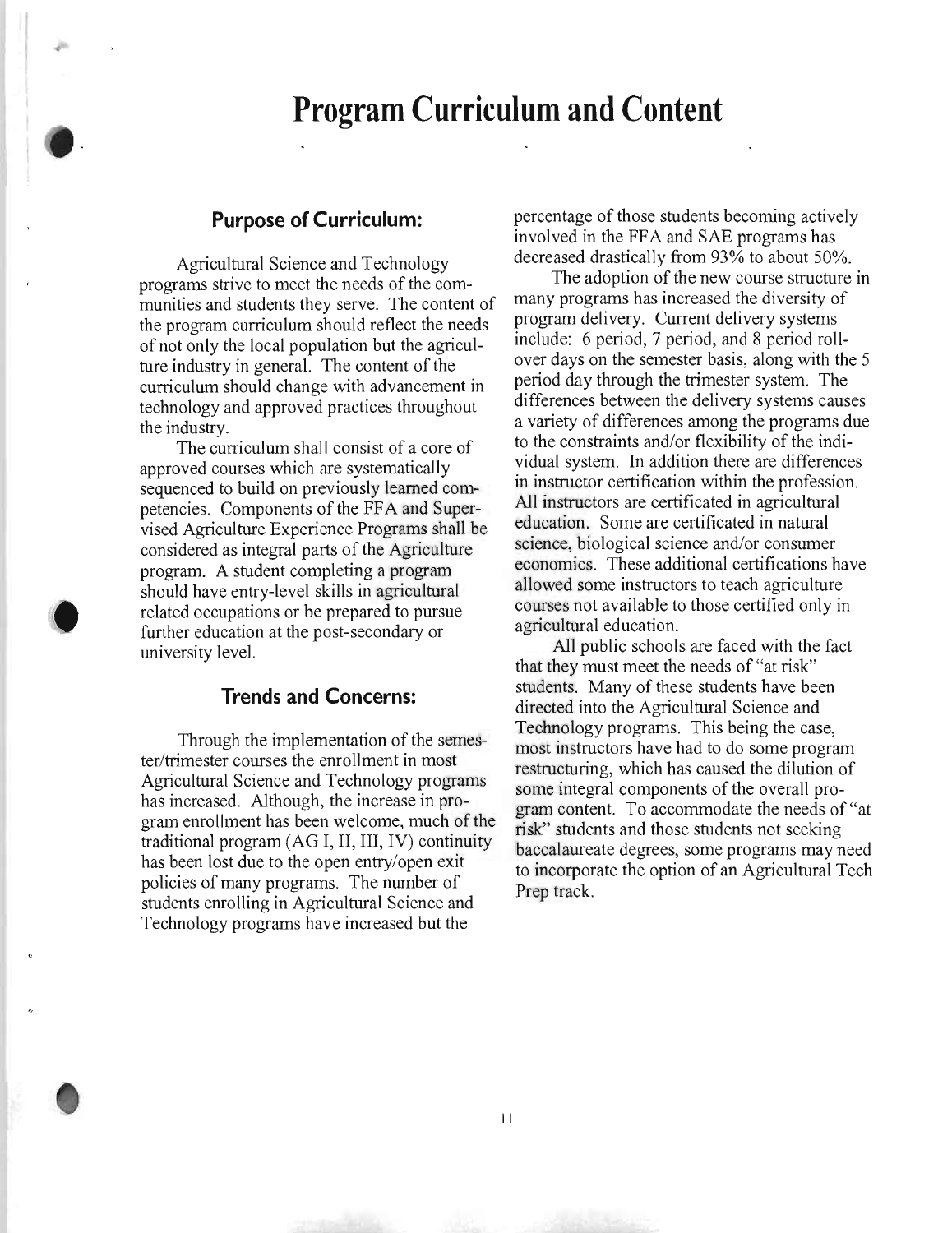# Program Curriculum and Content

## Purpose of Curriculum:

Agricultural Science and Technology programs strive to meet the needs of the communities and students they serve. The content of the program curriculum should reflect the needs of not only the local population but the agriculture industry in general. The content of the curriculum should change with advancement in technology and approved practices throughout the industry.

The curriculum shall consist of a core of approved courses which are systematically sequenced to build on previously learned competencies. Components of the FFA and Supervised Agriculture Experience Programs shall be considered as integral parts of the Agriculture program. A student completing a program should have entry-level skills in agricultural related occupations or be prepared to pursue further education at the post-secondary or university level.

## Trends and Concerns:

Through the implementation of the semester/trimester courses the enrollment in most Agricultural Science and Technology programs has increased. Although, the increase in program enrollment has been welcome, much of the traditional program (AG I, II, III, IV) continuity has been lost due to the open entry/open exit policies of many programs. The number of students enrolling in Agricultural Science and Technology programs have increased but the percentage of those students becoming actively involved in the FFA and SAE programs has decreased drastically from 93% to about 50%.

The adoption of the new course structure in many programs has increased the diversity of program delivery. Current delivery systems include: 6 period, 7 period, and 8 period roll-over days on the semester basis, along with the 5 period day through the trimester system. The differences between the delivery systems causes a variety of differences among the programs due to the constraints and/or flexibility of the individual system. In addition there are differences in instructor certification within the profession. All instructors are certificated in agricultural education. Some are certificated in natural science, biological science and/or consumer economics. These additional certifications have allowed some instructors to teach agriculture courses not available to those certified only in agricultural education.

All public schools are faced with the fact that they must meet the needs of "at risk" students. Many of these students have been directed into the Agricultural Science and Technology programs. This being the case, most instructors have had to do some program restructuring, which has caused the dilution of some integral components of the overall program content. To accommodate the needs of "at risk" students and those students not seeking baccalaureate degrees, some programs may need to incorporate the option of an Agricultural Tech Prep track.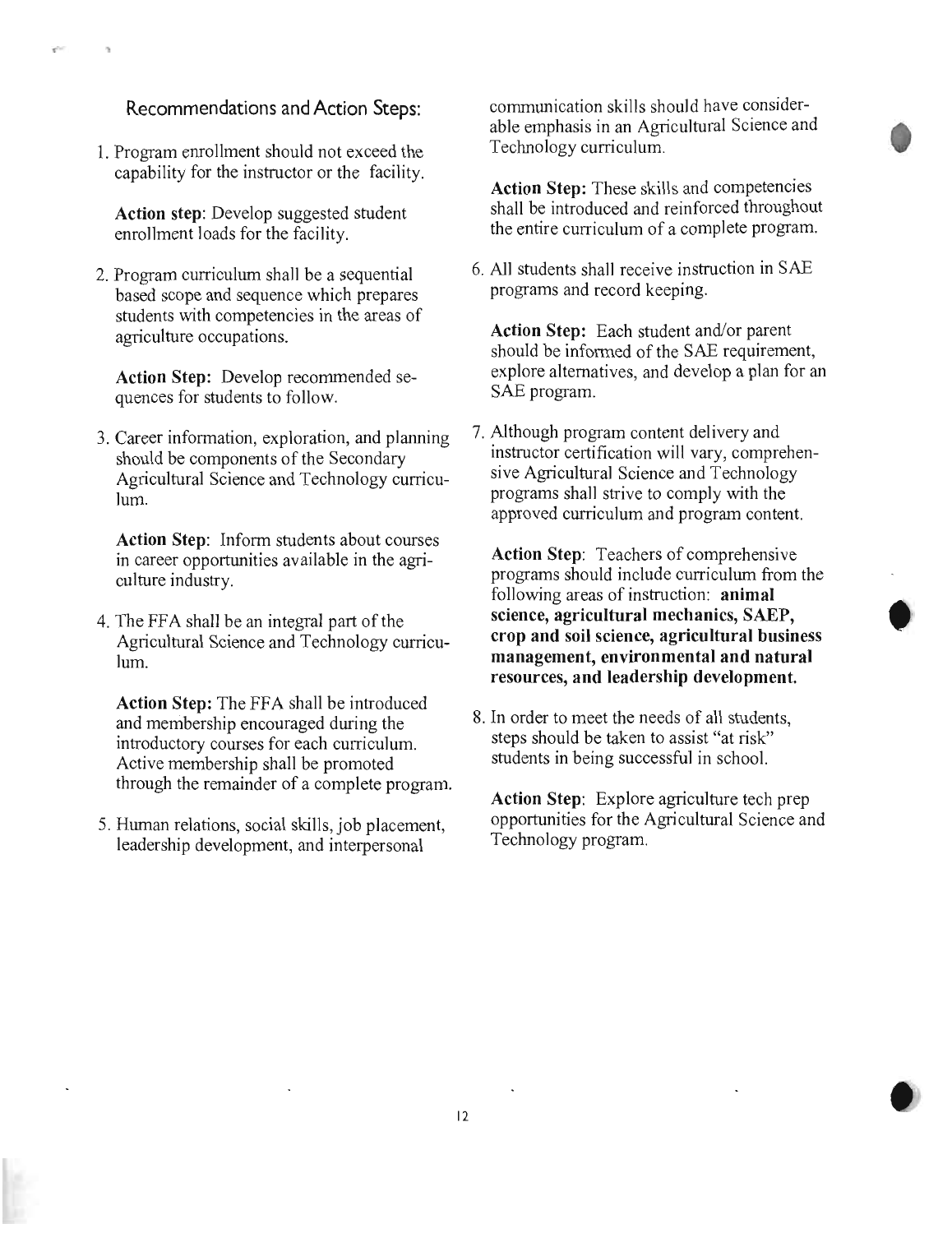## Recommendations and Action Steps:

1. Program enrollment should not exceed the capability for the instructor or the facility.

   **Action step**: Develop suggested student enrollment loads for the facility.

2. Program curriculum shall be a sequential based scope and sequence which prepares students with competencies in the areas of agriculture occupations.

   **Action Step:** Develop recommended sequences for students to follow.

3. Career information, exploration, and planning should be components of the Secondary Agricultural Science and Technology curriculum.

   **Action Step**: Inform students about courses in career opportunities available in the agriculture industry.

4. The FFA shall be an integral part of the Agricultural Science and Technology curriculum.

   **Action Step:** The FFA shall be introduced and membership encouraged during the introductory courses for each curriculum. Active membership shall be promoted through the remainder of a complete program.

5. Human relations, social skills, job placement, leadership development, and interpersonal communication skills should have considerable emphasis in an Agricultural Science and Technology curriculum.

   **Action Step:** These skills and competencies shall be introduced and reinforced throughout the entire curriculum of a complete program.

6. All students shall receive instruction in SAE programs and record keeping.

   **Action Step:** Each student and/or parent should be informed of the SAE requirement, explore alternatives, and develop a plan for an SAE program.

7. Although program content delivery and instructor certification will vary, comprehensive Agricultural Science and Technology programs shall strive to comply with the approved curriculum and program content.

   **Action Step**: Teachers of comprehensive programs should include curriculum from the following areas of instruction: **animal science, agricultural mechanics, SAEP, crop and soil science, agricultural business management, environmental and natural resources, and leadership development.**

8. In order to meet the needs of all students, steps should be taken to assist "at risk" students in being successful in school.

   **Action Step**: Explore agriculture tech prep opportunities for the Agricultural Science and Technology program.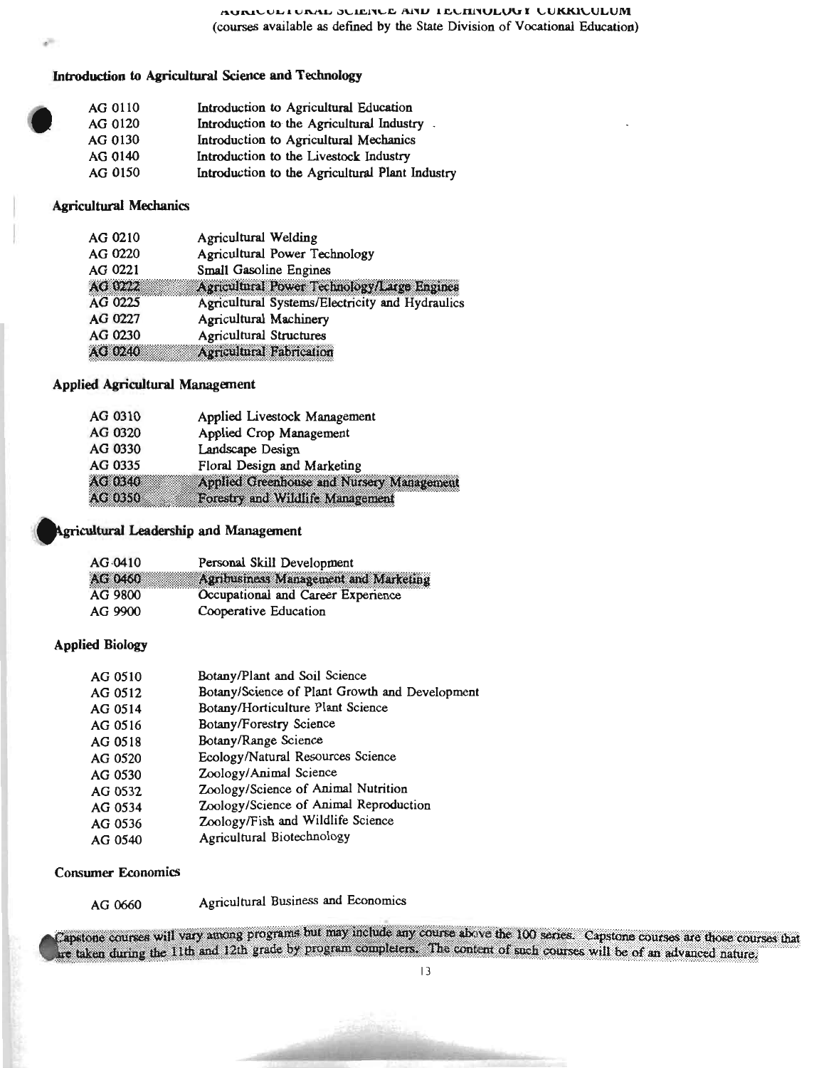# AGRICULTURAL SCIENCE AND TECHNOLOGY CURRICULUM

(courses available as defined by the State Division of Vocational Education)

## Introduction to Agricultural Science and Technology

| | |
|---|---|
| AG 0110 | Introduction to Agricultural Education |
| AG 0120 | Introduction to the Agricultural Industry |
| AG 0130 | Introduction to Agricultural Mechanics |
| AG 0140 | Introduction to the Livestock Industry |
| AG 0150 | Introduction to the Agricultural Plant Industry |

## Agricultural Mechanics

| | |
|---|---|
| AG 0210 | Agricultural Welding |
| AG 0220 | Agricultural Power Technology |
| AG 0221 | Small Gasoline Engines |
| AG 0222 | Agricultural Power Technology/Large Engines |
| AG 0225 | Agricultural Systems/Electricity and Hydraulics |
| AG 0227 | Agricultural Machinery |
| AG 0230 | Agricultural Structures |
| AG 0240 | Agricultural Fabrication |

## Applied Agricultural Management

| | |
|---|---|
| AG 0310 | Applied Livestock Management |
| AG 0320 | Applied Crop Management |
| AG 0330 | Landscape Design |
| AG 0335 | Floral Design and Marketing |
| AG 0340 | Applied Greenhouse and Nursery Management |
| AG 0350 | Forestry and Wildlife Management |

## Agricultural Leadership and Management

| | |
|---|---|
| AG 0410 | Personal Skill Development |
| AG 0460 | Agribusiness Management and Marketing |
| AG 9800 | Occupational and Career Experience |
| AG 9900 | Cooperative Education |

## Applied Biology

| | |
|---|---|
| AG 0510 | Botany/Plant and Soil Science |
| AG 0512 | Botany/Science of Plant Growth and Development |
| AG 0514 | Botany/Horticulture Plant Science |
| AG 0516 | Botany/Forestry Science |
| AG 0518 | Botany/Range Science |
| AG 0520 | Ecology/Natural Resources Science |
| AG 0530 | Zoology/Animal Science |
| AG 0532 | Zoology/Science of Animal Nutrition |
| AG 0534 | Zoology/Science of Animal Reproduction |
| AG 0536 | Zoology/Fish and Wildlife Science |
| AG 0540 | Agricultural Biotechnology |

## Consumer Economics

| | |
|---|---|
| AG 0660 | Agricultural Business and Economics |

Capstone courses will vary among programs but may include any course above the 100 series. Capstone courses are those courses that are taken during the 11th and 12th grade by program completers. The content of such courses will be of an advanced nature.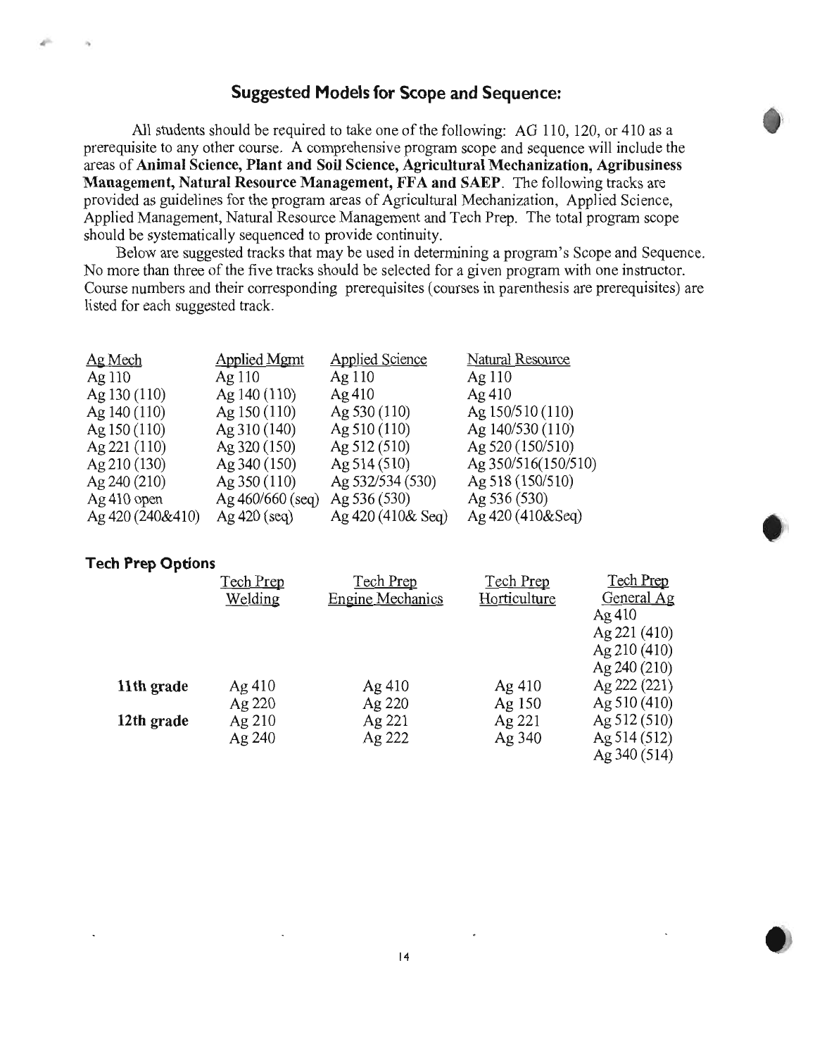## Suggested Models for Scope and Sequence:

All students should be required to take one of the following: AG 110, 120, or 410 as a prerequisite to any other course. A comprehensive program scope and sequence will include the areas of **Animal Science, Plant and Soil Science, Agricultural Mechanization, Agribusiness Management, Natural Resource Management, FFA and SAEP**. The following tracks are provided as guidelines for the program areas of Agricultural Mechanization, Applied Science, Applied Management, Natural Resource Management and Tech Prep. The total program scope should be systematically sequenced to provide continuity.

Below are suggested tracks that may be used in determining a program's Scope and Sequence. No more than three of the five tracks should be selected for a given program with one instructor. Course numbers and their corresponding prerequisites (courses in parenthesis are prerequisites) are listed for each suggested track.

| Ag Mech | Applied Mgmt | Applied Science | Natural Resource |
|---|---|---|---|
| Ag 110 | Ag 110 | Ag 110 | Ag 110 |
| Ag 130 (110) | Ag 140 (110) | Ag 410 | Ag 410 |
| Ag 140 (110) | Ag 150 (110) | Ag 530 (110) | Ag 150/510 (110) |
| Ag 150 (110) | Ag 310 (140) | Ag 510 (110) | Ag 140/530 (110) |
| Ag 221 (110) | Ag 320 (150) | Ag 512 (510) | Ag 520 (150/510) |
| Ag 210 (130) | Ag 340 (150) | Ag 514 (510) | Ag 350/516(150/510) |
| Ag 240 (210) | Ag 350 (110) | Ag 532/534 (530) | Ag 518 (150/510) |
| Ag 410 open | Ag 460/660 (seq) | Ag 536 (530) | Ag 536 (530) |
| Ag 420 (240&410) | Ag 420 (seq) | Ag 420 (410& Seq) | Ag 420 (410&Seq) |

### Tech Prep Options

| | Tech Prep Welding | Tech Prep Engine Mechanics | Tech Prep Horticulture | Tech Prep General Ag |
|---|---|---|---|---|
| | | | | Ag 410 |
| | | | | Ag 221 (410) |
| | | | | Ag 210 (410) |
| | | | | Ag 240 (210) |
| **11th grade** | Ag 410 | Ag 410 | Ag 410 | Ag 222 (221) |
| | Ag 220 | Ag 220 | Ag 150 | Ag 510 (410) |
| **12th grade** | Ag 210 | Ag 221 | Ag 221 | Ag 512 (510) |
| | Ag 240 | Ag 222 | Ag 340 | Ag 514 (512) |
| | | | | Ag 340 (514) |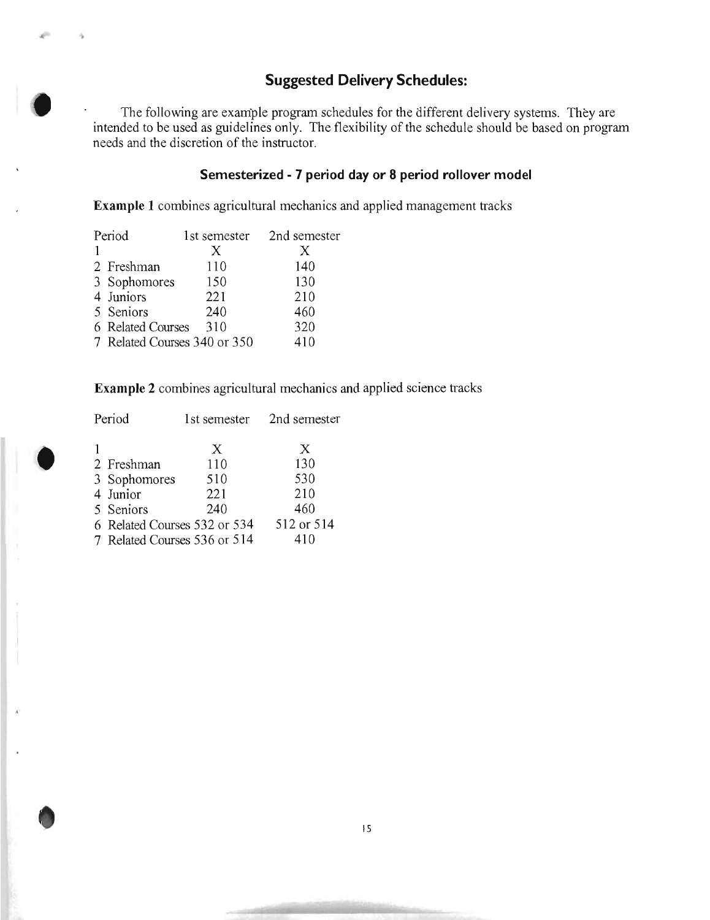## Suggested Delivery Schedules:

The following are example program schedules for the different delivery systems. They are intended to be used as guidelines only. The flexibility of the schedule should be based on program needs and the discretion of the instructor.

### Semesterized - 7 period day or 8 period rollover model

**Example 1** combines agricultural mechanics and applied management tracks

| Period | 1st semester | 2nd semester |
|---|---|---|
| 1 | X | X |
| 2 Freshman | 110 | 140 |
| 3 Sophomores | 150 | 130 |
| 4 Juniors | 221 | 210 |
| 5 Seniors | 240 | 460 |
| 6 Related Courses | 310 | 320 |
| 7 Related Courses | 340 or 350 | 410 |

**Example 2** combines agricultural mechanics and applied science tracks

| Period | 1st semester | 2nd semester |
|---|---|---|
| 1 | X | X |
| 2 Freshman | 110 | 130 |
| 3 Sophomores | 510 | 530 |
| 4 Junior | 221 | 210 |
| 5 Seniors | 240 | 460 |
| 6 Related Courses | 532 or 534 | 512 or 514 |
| 7 Related Courses | 536 or 514 | 410 |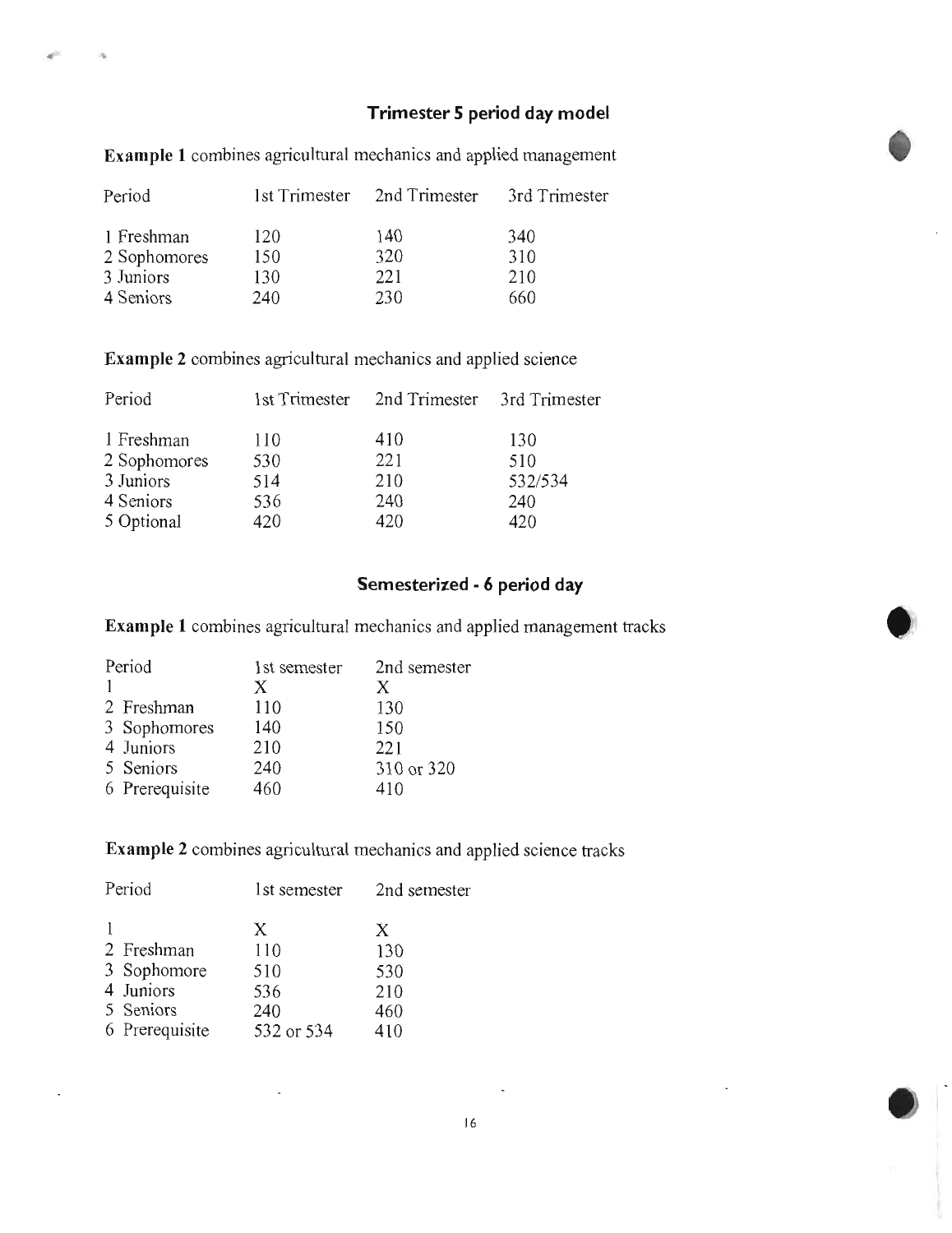## Trimester 5 period day model

**Example 1** combines agricultural mechanics and applied management

| Period | 1st Trimester | 2nd Trimester | 3rd Trimester |
|---|---|---|---|
| 1 Freshman | 120 | 140 | 340 |
| 2 Sophomores | 150 | 320 | 310 |
| 3 Juniors | 130 | 221 | 210 |
| 4 Seniors | 240 | 230 | 660 |

**Example 2** combines agricultural mechanics and applied science

| Period | 1st Trimester | 2nd Trimester | 3rd Trimester |
|---|---|---|---|
| 1 Freshman | 110 | 410 | 130 |
| 2 Sophomores | 530 | 221 | 510 |
| 3 Juniors | 514 | 210 | 532/534 |
| 4 Seniors | 536 | 240 | 240 |
| 5 Optional | 420 | 420 | 420 |

## Semesterized - 6 period day

**Example 1** combines agricultural mechanics and applied management tracks

| Period | 1st semester | 2nd semester |
|---|---|---|
| 1 | X | X |
| 2 Freshman | 110 | 130 |
| 3 Sophomores | 140 | 150 |
| 4 Juniors | 210 | 221 |
| 5 Seniors | 240 | 310 or 320 |
| 6 Prerequisite | 460 | 410 |

**Example 2** combines agricultural mechanics and applied science tracks

| Period | 1st semester | 2nd semester |
|---|---|---|
| 1 | X | X |
| 2 Freshman | 110 | 130 |
| 3 Sophomore | 510 | 530 |
| 4 Juniors | 536 | 210 |
| 5 Seniors | 240 | 460 |
| 6 Prerequisite | 532 or 534 | 410 |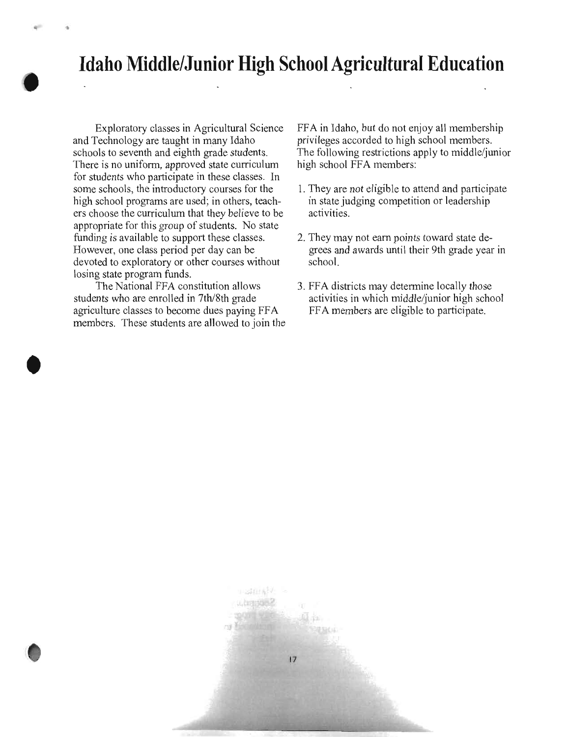# Idaho Middle/Junior High School Agricultural Education

Exploratory classes in Agricultural Science and Technology are taught in many Idaho schools to seventh and eighth grade students. There is no uniform, approved state curriculum for students who participate in these classes. In some schools, the introductory courses for the high school programs are used; in others, teachers choose the curriculum that they believe to be appropriate for this group of students. No state funding is available to support these classes. However, one class period per day can be devoted to exploratory or other courses without losing state program funds.

The National FFA constitution allows students who are enrolled in 7th/8th grade agriculture classes to become dues paying FFA members. These students are allowed to join the FFA in Idaho, but do not enjoy all membership privileges accorded to high school members. The following restrictions apply to middle/junior high school FFA members:

1. They are *not* eligible to attend and participate in state judging competition or leadership activities.
2. They may not earn points toward state degrees and awards until their 9th grade year in school.
3. FFA districts may determine locally those activities in which middle/junior high school FFA members are eligible to participate.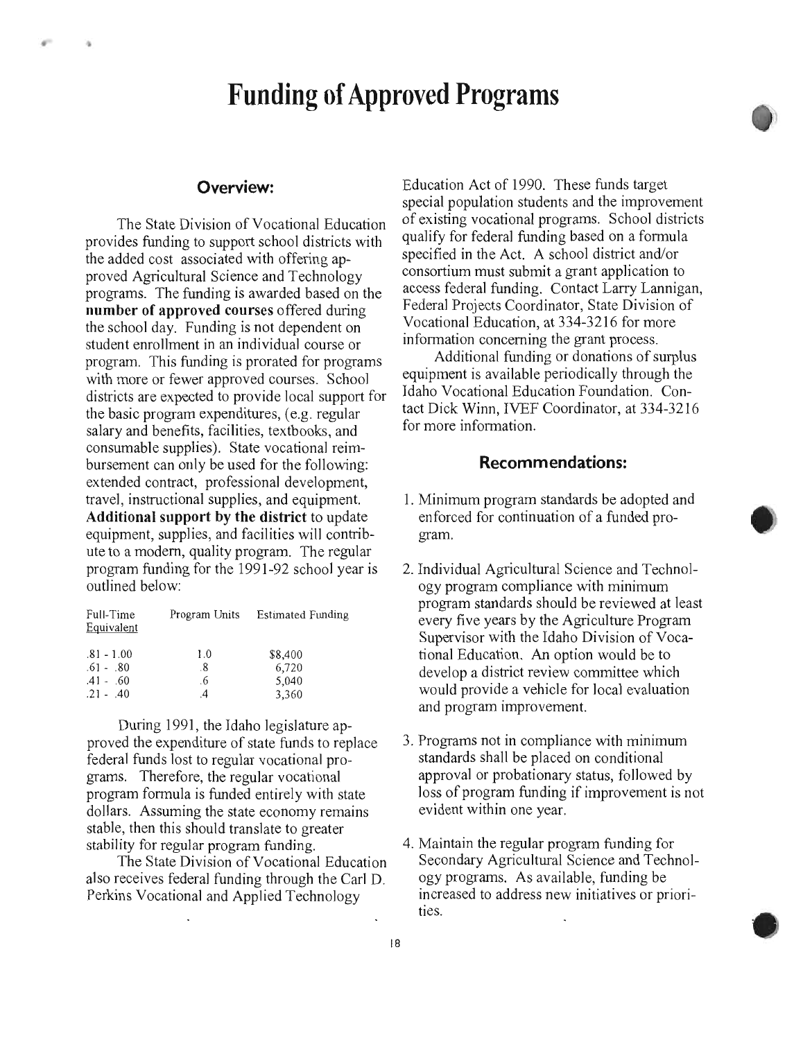# Funding of Approved Programs

## Overview:

The State Division of Vocational Education provides funding to support school districts with the added cost associated with offering approved Agricultural Science and Technology programs. The funding is awarded based on the **number of approved courses** offered during the school day. Funding is not dependent on student enrollment in an individual course or program. This funding is prorated for programs with more or fewer approved courses. School districts are expected to provide local support for the basic program expenditures, (e.g. regular salary and benefits, facilities, textbooks, and consumable supplies). State vocational reimbursement can only be used for the following: extended contract, professional development, travel, instructional supplies, and equipment. **Additional support by the district** to update equipment, supplies, and facilities will contribute to a modern, quality program. The regular program funding for the 1991-92 school year is outlined below:

| Full-Time Equivalent | Program Units | Estimated Funding |
|---|---|---|
| .81 - 1.00 | 1.0 | $8,400 |
| .61 - .80 | .8 | 6,720 |
| .41 - .60 | .6 | 5,040 |
| .21 - .40 | .4 | 3,360 |

During 1991, the Idaho legislature approved the expenditure of state funds to replace federal funds lost to regular vocational programs. Therefore, the regular vocational program formula is funded entirely with state dollars. Assuming the state economy remains stable, then this should translate to greater stability for regular program funding.

The State Division of Vocational Education also receives federal funding through the Carl D. Perkins Vocational and Applied Technology Education Act of 1990. These funds target special population students and the improvement of existing vocational programs. School districts qualify for federal funding based on a formula specified in the Act. A school district and/or consortium must submit a grant application to access federal funding. Contact Larry Lannigan, Federal Projects Coordinator, State Division of Vocational Education, at 334-3216 for more information concerning the grant process.

Additional funding or donations of surplus equipment is available periodically through the Idaho Vocational Education Foundation. Contact Dick Winn, IVEF Coordinator, at 334-3216 for more information.

## Recommendations:

1. Minimum program standards be adopted and enforced for continuation of a funded program.

2. Individual Agricultural Science and Technology program compliance with minimum program standards should be reviewed at least every five years by the Agriculture Program Supervisor with the Idaho Division of Vocational Education. An option would be to develop a district review committee which would provide a vehicle for local evaluation and program improvement.

3. Programs not in compliance with minimum standards shall be placed on conditional approval or probationary status, followed by loss of program funding if improvement is not evident within one year.

4. Maintain the regular program funding for Secondary Agricultural Science and Technology programs. As available, funding be increased to address new initiatives or priorities.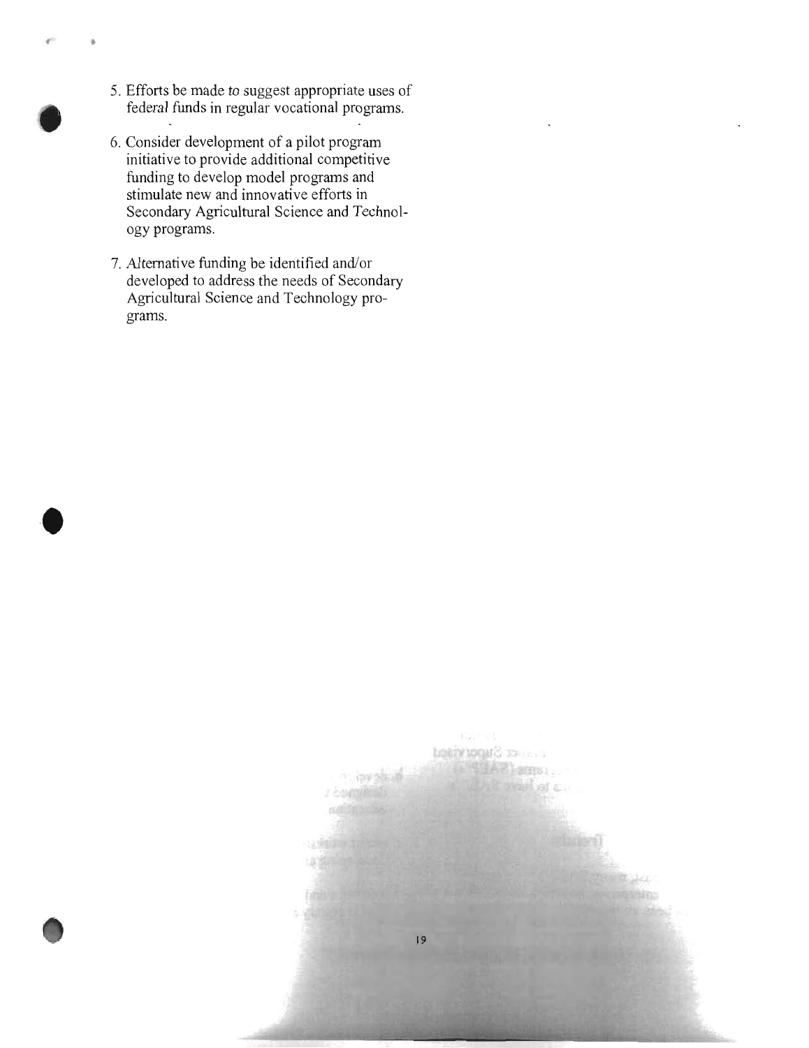5. Efforts be made to suggest appropriate uses of federal funds in regular vocational programs.

6. Consider development of a pilot program initiative to provide additional competitive funding to develop model programs and stimulate new and innovative efforts in Secondary Agricultural Science and Technology programs.

7. Alternative funding be identified and/or developed to address the needs of Secondary Agricultural Science and Technology programs.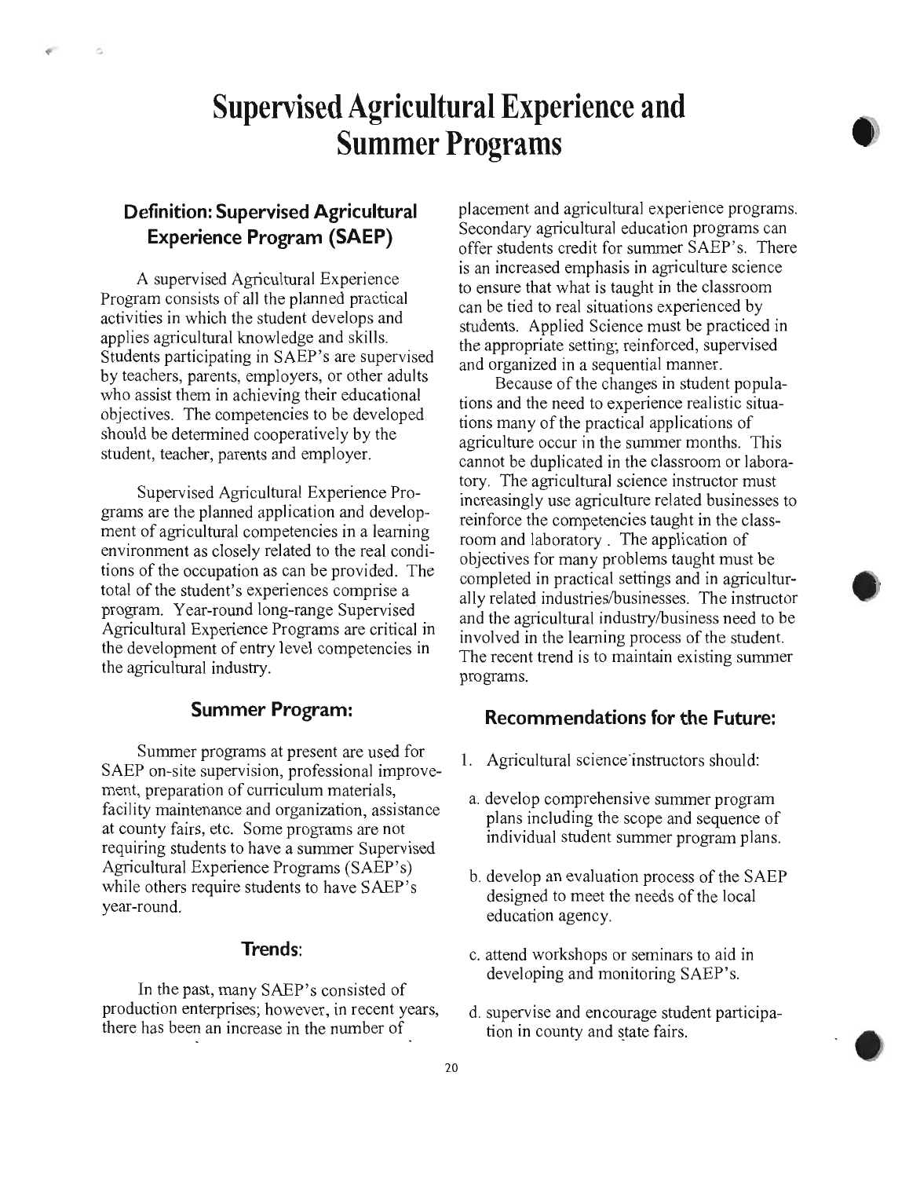# Supervised Agricultural Experience and Summer Programs

## Definition: Supervised Agricultural Experience Program (SAEP)

A supervised Agricultural Experience Program consists of all the planned practical activities in which the student develops and applies agricultural knowledge and skills. Students participating in SAEP's are supervised by teachers, parents, employers, or other adults who assist them in achieving their educational objectives. The competencies to be developed should be determined cooperatively by the student, teacher, parents and employer.

Supervised Agricultural Experience Programs are the planned application and development of agricultural competencies in a learning environment as closely related to the real conditions of the occupation as can be provided. The total of the student's experiences comprise a program. Year-round long-range Supervised Agricultural Experience Programs are critical in the development of entry level competencies in the agricultural industry.

## Summer Program:

Summer programs at present are used for SAEP on-site supervision, professional improvement, preparation of curriculum materials, facility maintenance and organization, assistance at county fairs, etc. Some programs are not requiring students to have a summer Supervised Agricultural Experience Programs (SAEP's) while others require students to have SAEP's year-round.

## Trends:

In the past, many SAEP's consisted of production enterprises; however, in recent years, there has been an increase in the number of placement and agricultural experience programs. Secondary agricultural education programs can offer students credit for summer SAEP's. There is an increased emphasis in agriculture science to ensure that what is taught in the classroom can be tied to real situations experienced by students. Applied Science must be practiced in the appropriate setting; reinforced, supervised and organized in a sequential manner.

Because of the changes in student populations and the need to experience realistic situations many of the practical applications of agriculture occur in the summer months. This cannot be duplicated in the classroom or laboratory. The agricultural science instructor must increasingly use agriculture related businesses to reinforce the competencies taught in the classroom and laboratory . The application of objectives for many problems taught must be completed in practical settings and in agriculturally related industries/businesses. The instructor and the agricultural industry/business need to be involved in the learning process of the student. The recent trend is to maintain existing summer programs.

## Recommendations for the Future:

1. Agricultural science instructors should:

   a. develop comprehensive summer program plans including the scope and sequence of individual student summer program plans.

   b. develop an evaluation process of the SAEP designed to meet the needs of the local education agency.

   c. attend workshops or seminars to aid in developing and monitoring SAEP's.

   d. supervise and encourage student participation in county and state fairs.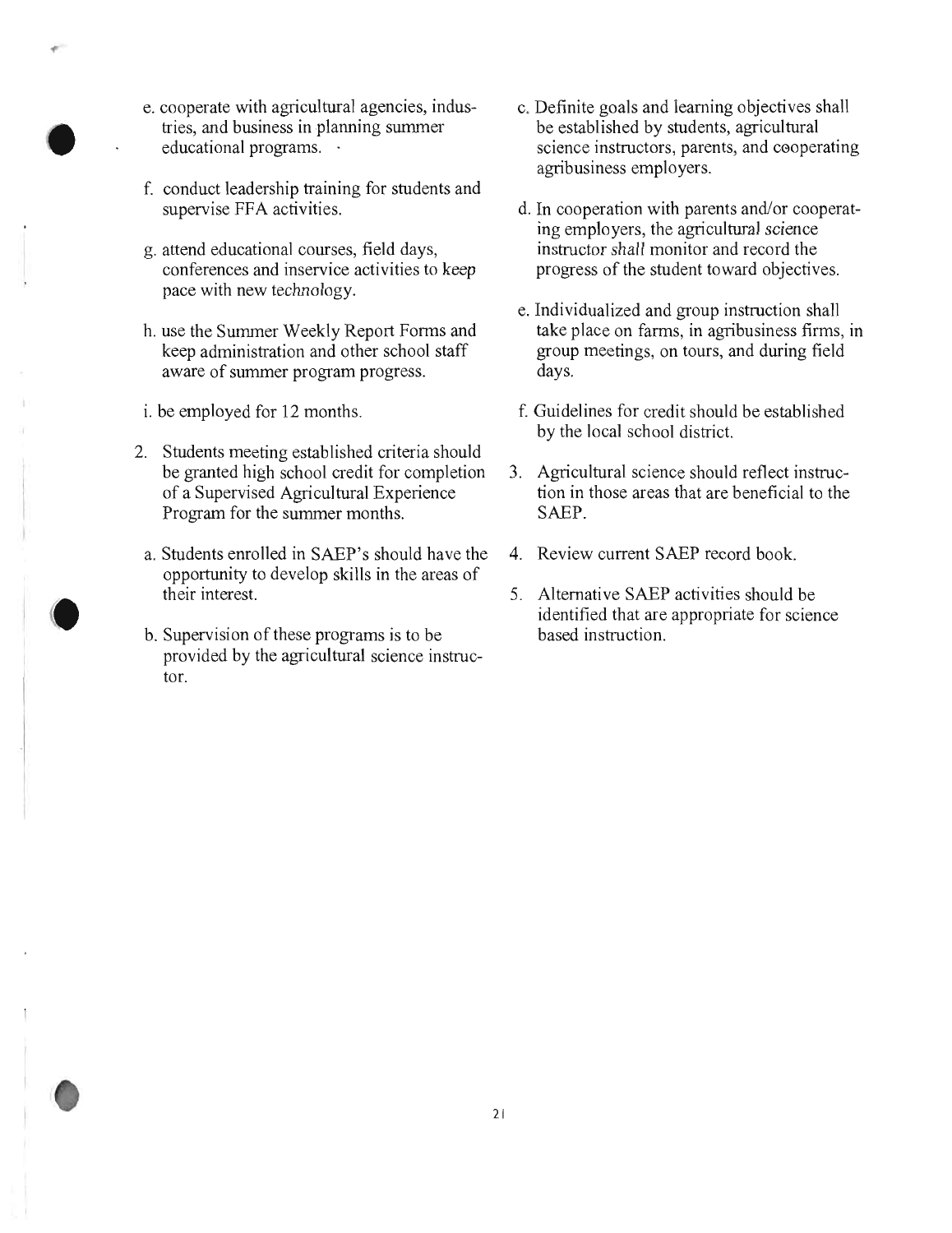e. cooperate with agricultural agencies, industries, and business in planning summer educational programs.

f. conduct leadership training for students and supervise FFA activities.

g. attend educational courses, field days, conferences and inservice activities to keep pace with new technology.

h. use the Summer Weekly Report Forms and keep administration and other school staff aware of summer program progress.

i. be employed for 12 months.

2. Students meeting established criteria should be granted high school credit for completion of a Supervised Agricultural Experience Program for the summer months.

   a. Students enrolled in SAEP's should have the opportunity to develop skills in the areas of their interest.

   b. Supervision of these programs is to be provided by the agricultural science instructor.

   c. Definite goals and learning objectives shall be established by students, agricultural science instructors, parents, and cooperating agribusiness employers.

   d. In cooperation with parents and/or cooperating employers, the agricultural science instructor shall monitor and record the progress of the student toward objectives.

   e. Individualized and group instruction shall take place on farms, in agribusiness firms, in group meetings, on tours, and during field days.

   f. Guidelines for credit should be established by the local school district.

3. Agricultural science should reflect instruction in those areas that are beneficial to the SAEP.

4. Review current SAEP record book.

5. Alternative SAEP activities should be identified that are appropriate for science based instruction.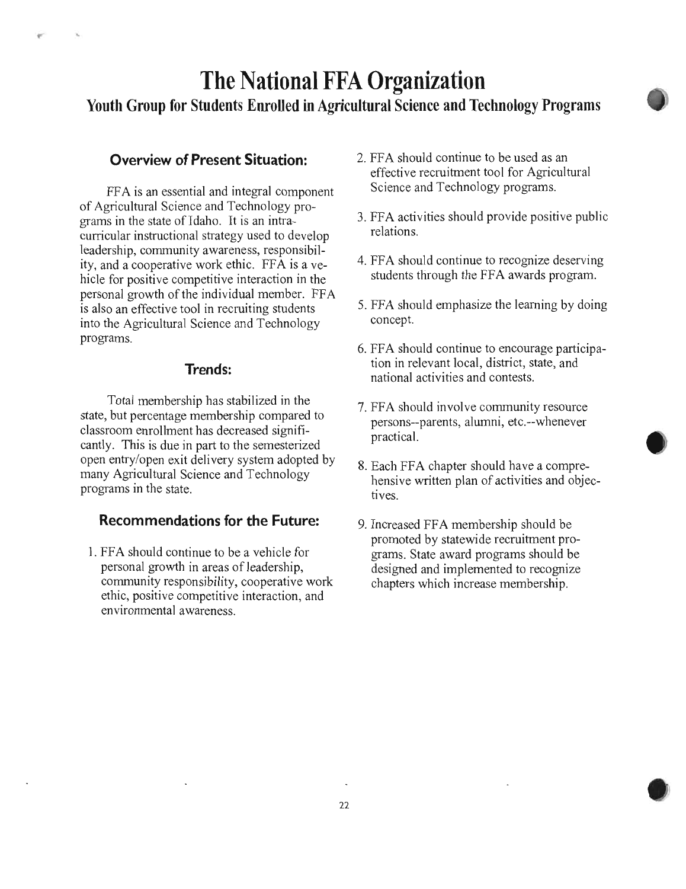# The National FFA Organization

## Youth Group for Students Enrolled in Agricultural Science and Technology Programs

### Overview of Present Situation:

FFA is an essential and integral component of Agricultural Science and Technology programs in the state of Idaho. It is an intra-curricular instructional strategy used to develop leadership, community awareness, responsibility, and a cooperative work ethic. FFA is a vehicle for positive competitive interaction in the personal growth of the individual member. FFA is also an effective tool in recruiting students into the Agricultural Science and Technology programs.

### Trends:

Total membership has stabilized in the state, but percentage membership compared to classroom enrollment has decreased significantly. This is due in part to the semesterized open entry/open exit delivery system adopted by many Agricultural Science and Technology programs in the state.

### Recommendations for the Future:

1. FFA should continue to be a vehicle for personal growth in areas of leadership, community responsibility, cooperative work ethic, positive competitive interaction, and environmental awareness.
2. FFA should continue to be used as an effective recruitment tool for Agricultural Science and Technology programs.
3. FFA activities should provide positive public relations.
4. FFA should continue to recognize deserving students through the FFA awards program.
5. FFA should emphasize the learning by doing concept.
6. FFA should continue to encourage participation in relevant local, district, state, and national activities and contests.
7. FFA should involve community resource persons--parents, alumni, etc.--whenever practical.
8. Each FFA chapter should have a comprehensive written plan of activities and objectives.
9. Increased FFA membership should be promoted by statewide recruitment programs. State award programs should be designed and implemented to recognize chapters which increase membership.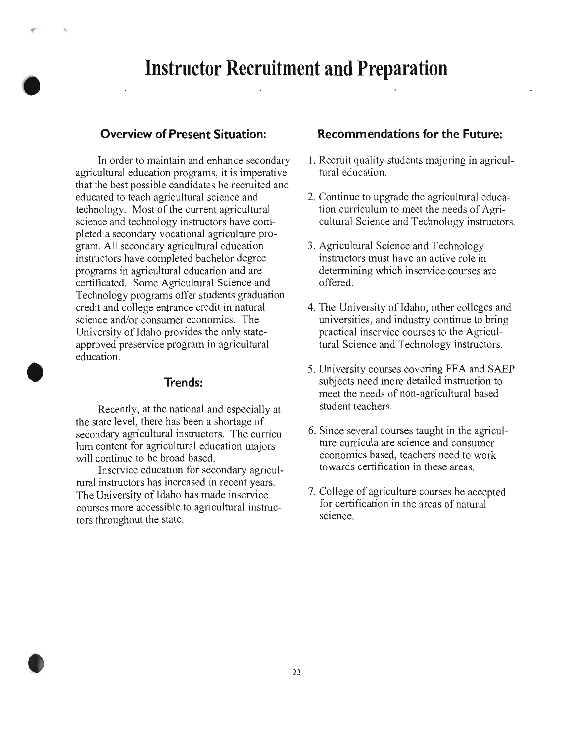# Instructor Recruitment and Preparation

## Overview of Present Situation:

In order to maintain and enhance secondary agricultural education programs, it is imperative that the best possible candidates be recruited and educated to teach agricultural science and technology. Most of the current agricultural science and technology instructors have completed a secondary vocational agriculture program. All secondary agricultural education instructors have completed bachelor degree programs in agricultural education and are certificated. Some Agricultural Science and Technology programs offer students graduation credit and college entrance credit in natural science and/or consumer economics. The University of Idaho provides the only state-approved preservice program in agricultural education.

## Trends:

Recently, at the national and especially at the state level, there has been a shortage of secondary agricultural instructors. The curriculum content for agricultural education majors will continue to be broad based.

Inservice education for secondary agricultural instructors has increased in recent years. The University of Idaho has made inservice courses more accessible to agricultural instructors throughout the state.

## Recommendations for the Future:

1. Recruit quality students majoring in agricultural education.
2. Continue to upgrade the agricultural education curriculum to meet the needs of Agricultural Science and Technology instructors.
3. Agricultural Science and Technology instructors must have an active role in determining which inservice courses are offered.
4. The University of Idaho, other colleges and universities, and industry continue to bring practical inservice courses to the Agricultural Science and Technology instructors.
5. University courses covering FFA and SAEP subjects need more detailed instruction to meet the needs of non-agricultural based student teachers.
6. Since several courses taught in the agriculture curricula are science and consumer economics based, teachers need to work towards certification in these areas.
7. College of agriculture courses be accepted for certification in the areas of natural science.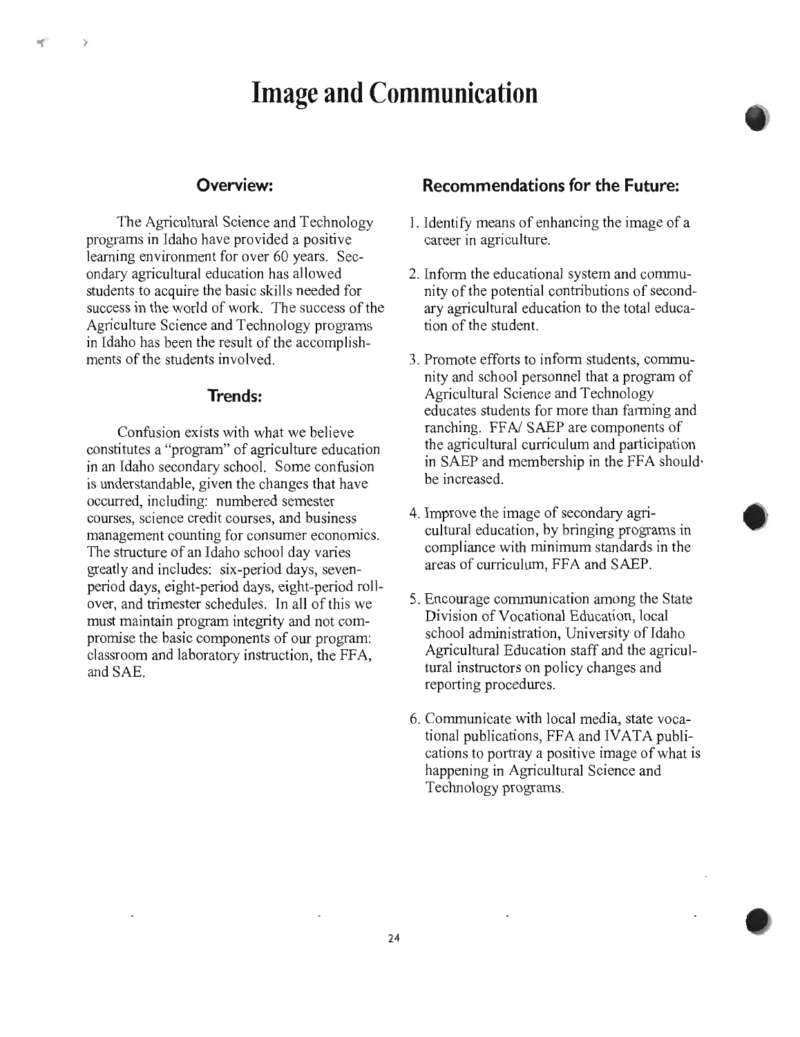# Image and Communication

## Overview:

The Agricultural Science and Technology programs in Idaho have provided a positive learning environment for over 60 years. Secondary agricultural education has allowed students to acquire the basic skills needed for success in the world of work. The success of the Agriculture Science and Technology programs in Idaho has been the result of the accomplishments of the students involved.

## Trends:

Confusion exists with what we believe constitutes a "program" of agriculture education in an Idaho secondary school. Some confusion is understandable, given the changes that have occurred, including: numbered semester courses, science credit courses, and business management counting for consumer economics. The structure of an Idaho school day varies greatly and includes: six-period days, seven-period days, eight-period days, eight-period roll-over, and trimester schedules. In all of this we must maintain program integrity and not compromise the basic components of our program: classroom and laboratory instruction, the FFA, and SAE.

## Recommendations for the Future:

1. Identify means of enhancing the image of a career in agriculture.

2. Inform the educational system and community of the potential contributions of secondary agricultural education to the total education of the student.

3. Promote efforts to inform students, community and school personnel that a program of Agricultural Science and Technology educates students for more than farming and ranching. FFA/ SAEP are components of the agricultural curriculum and participation in SAEP and membership in the FFA should be increased.

4. Improve the image of secondary agricultural education, by bringing programs in compliance with minimum standards in the areas of curriculum, FFA and SAEP.

5. Encourage communication among the State Division of Vocational Education, local school administration, University of Idaho Agricultural Education staff and the agricultural instructors on policy changes and reporting procedures.

6. Communicate with local media, state vocational publications, FFA and IVATA publications to portray a positive image of what is happening in Agricultural Science and Technology programs.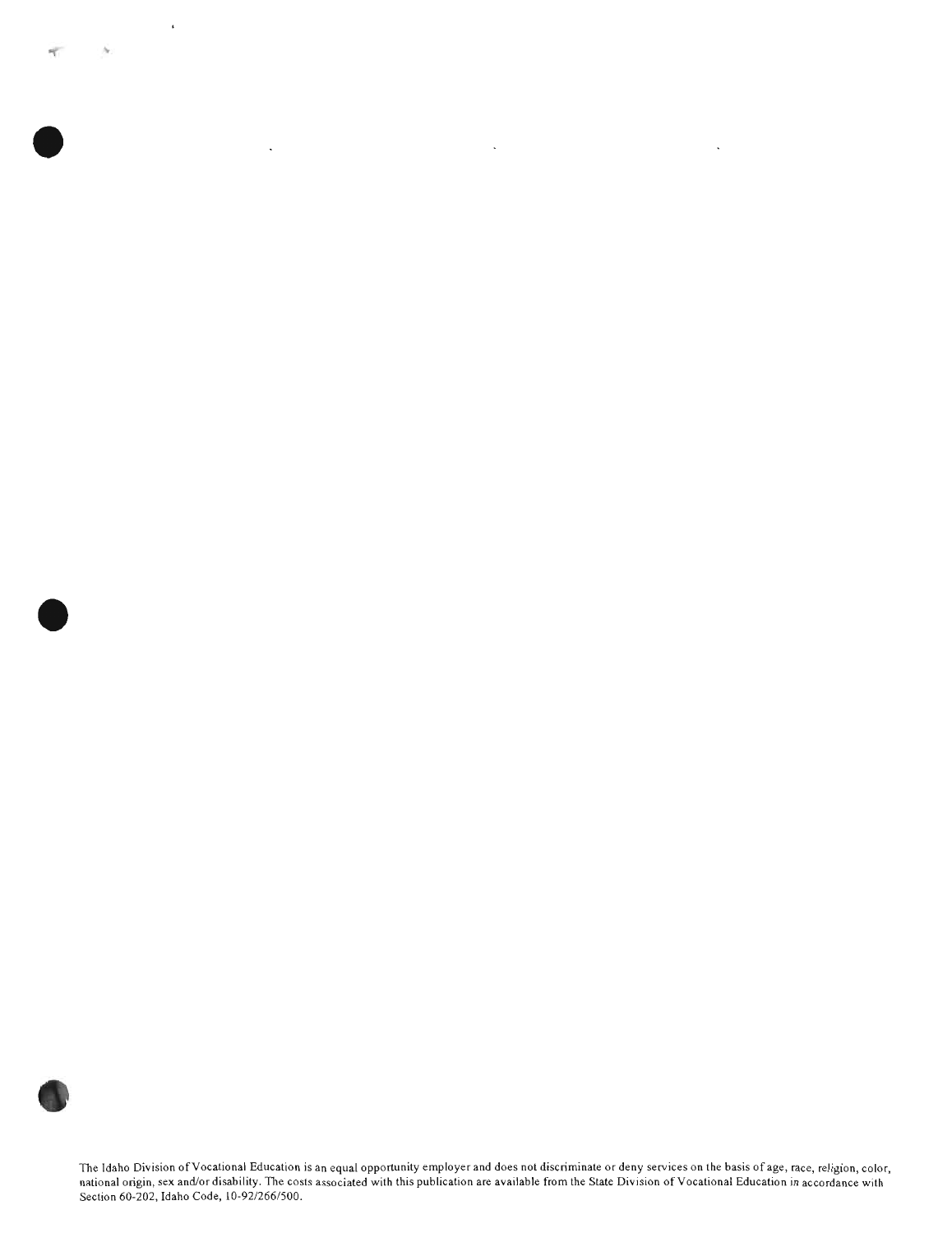The Idaho Division of Vocational Education is an equal opportunity employer and does not discriminate or deny services on the basis of age, race, religion, color, national origin, sex and/or disability. The costs associated with this publication are available from the State Division of Vocational Education in accordance with Section 60-202, Idaho Code, 10-92/266/500.